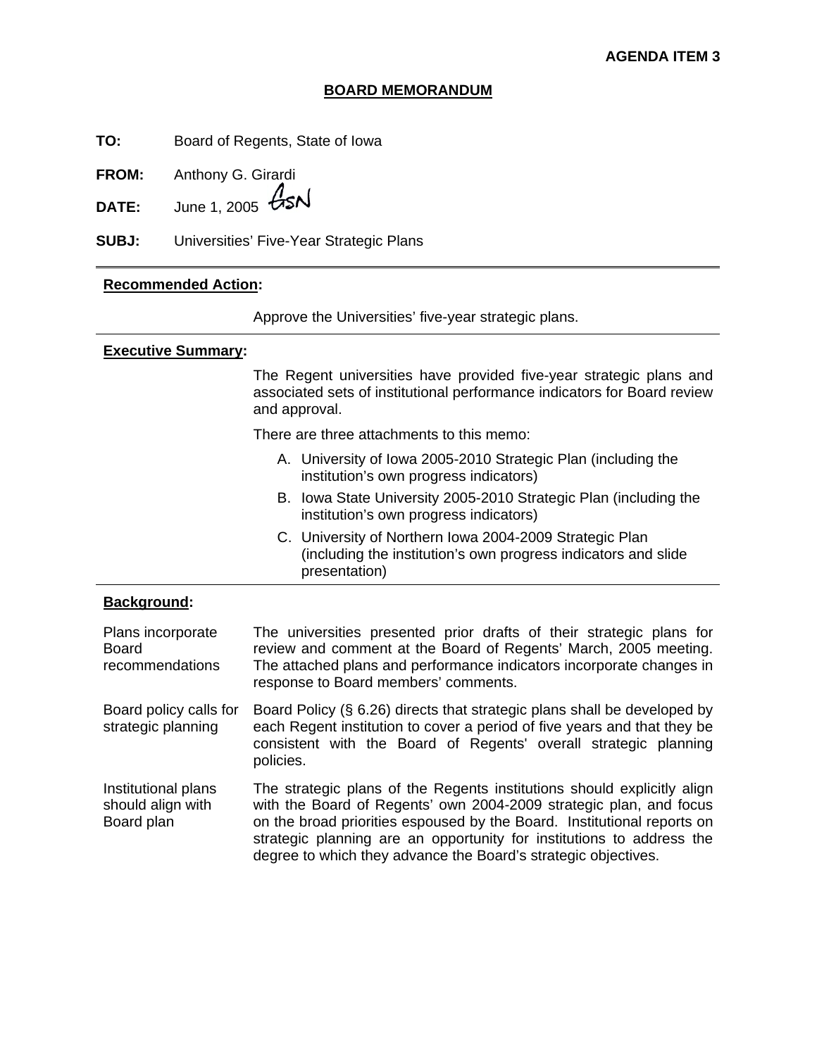**AGENDA ITEM 3**

**BOARD MEMORANDUM**

**TO:** Board of Regents, State of Iowa

**FROM:** Anthony G. Girardi

**DATE:** June 1, 2005 GSN

**SUBJ:** Universities' Five-Year Strategic Plans

---

**Recommended Action:**

Approve the Universities' five-year strategic plans.

---

**Executive Summary:**

The Regent universities have provided five-year strategic plans and associated sets of institutional performance indicators for Board review and approval.

There are three attachments to this memo:

A. University of Iowa 2005-2010 Strategic Plan (including the institution's own progress indicators)
B. Iowa State University 2005-2010 Strategic Plan (including the institution's own progress indicators)
C. University of Northern Iowa 2004-2009 Strategic Plan (including the institution's own progress indicators and slide presentation)

---

**Background:**

**Plans incorporate Board recommendations**

The universities presented prior drafts of their strategic plans for review and comment at the Board of Regents' March, 2005 meeting. The attached plans and performance indicators incorporate changes in response to Board members' comments.

**Board policy calls for strategic planning**

Board Policy (§ 6.26) directs that strategic plans shall be developed by each Regent institution to cover a period of five years and that they be consistent with the Board of Regents' overall strategic planning policies.

**Institutional plans should align with Board plan**

The strategic plans of the Regents institutions should explicitly align with the Board of Regents' own 2004-2009 strategic plan, and focus on the broad priorities espoused by the Board. Institutional reports on strategic planning are an opportunity for institutions to address the degree to which they advance the Board's strategic objectives.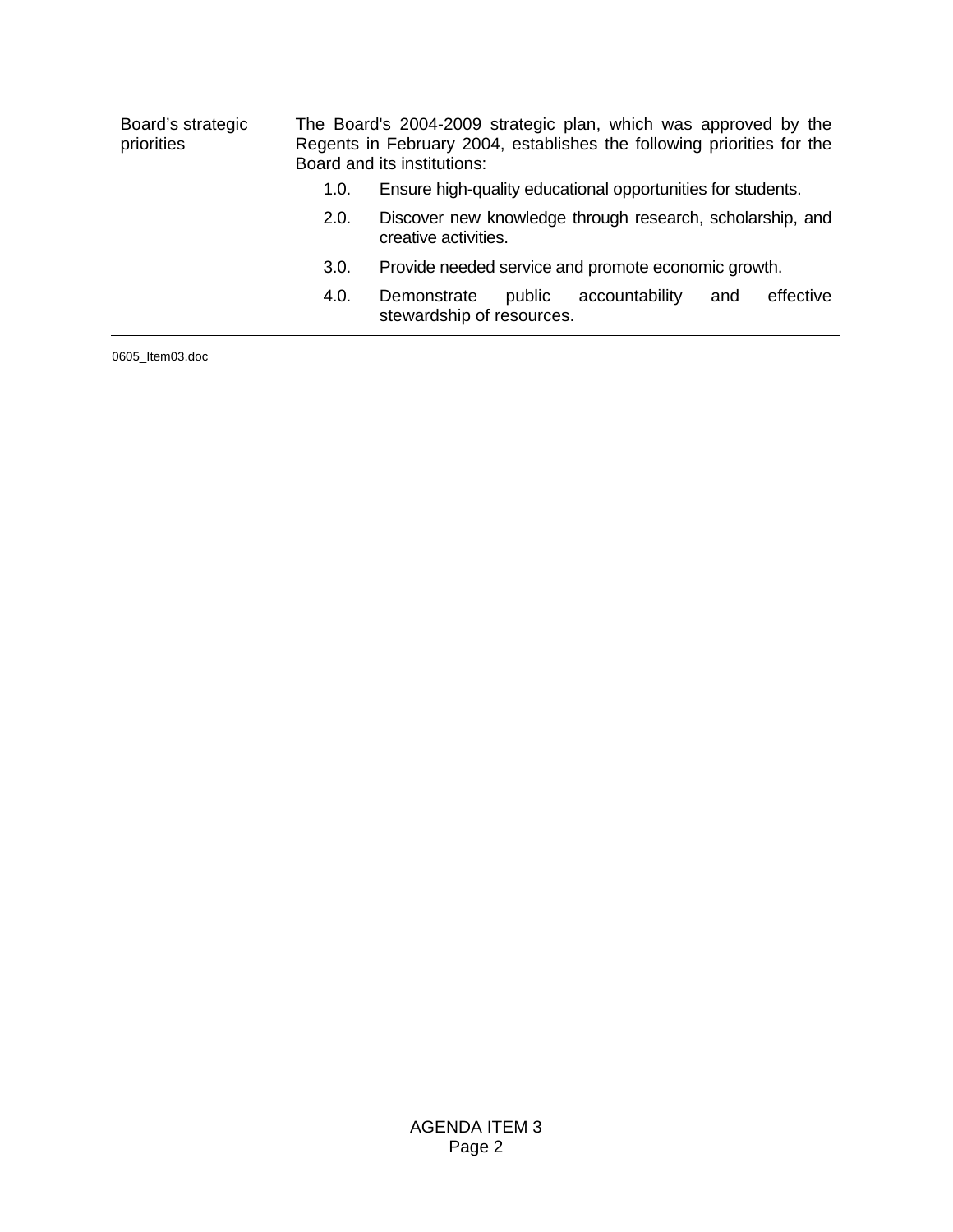| | |
|---|---|
| Board's strategic priorities | The Board's 2004-2009 strategic plan, which was approved by the Regents in February 2004, establishes the following priorities for the Board and its institutions:<br>1.0. Ensure high-quality educational opportunities for students.<br>2.0. Discover new knowledge through research, scholarship, and creative activities.<br>3.0. Provide needed service and promote economic growth.<br>4.0. Demonstrate public accountability and effective stewardship of resources. |

0605_Item03.doc

AGENDA ITEM 3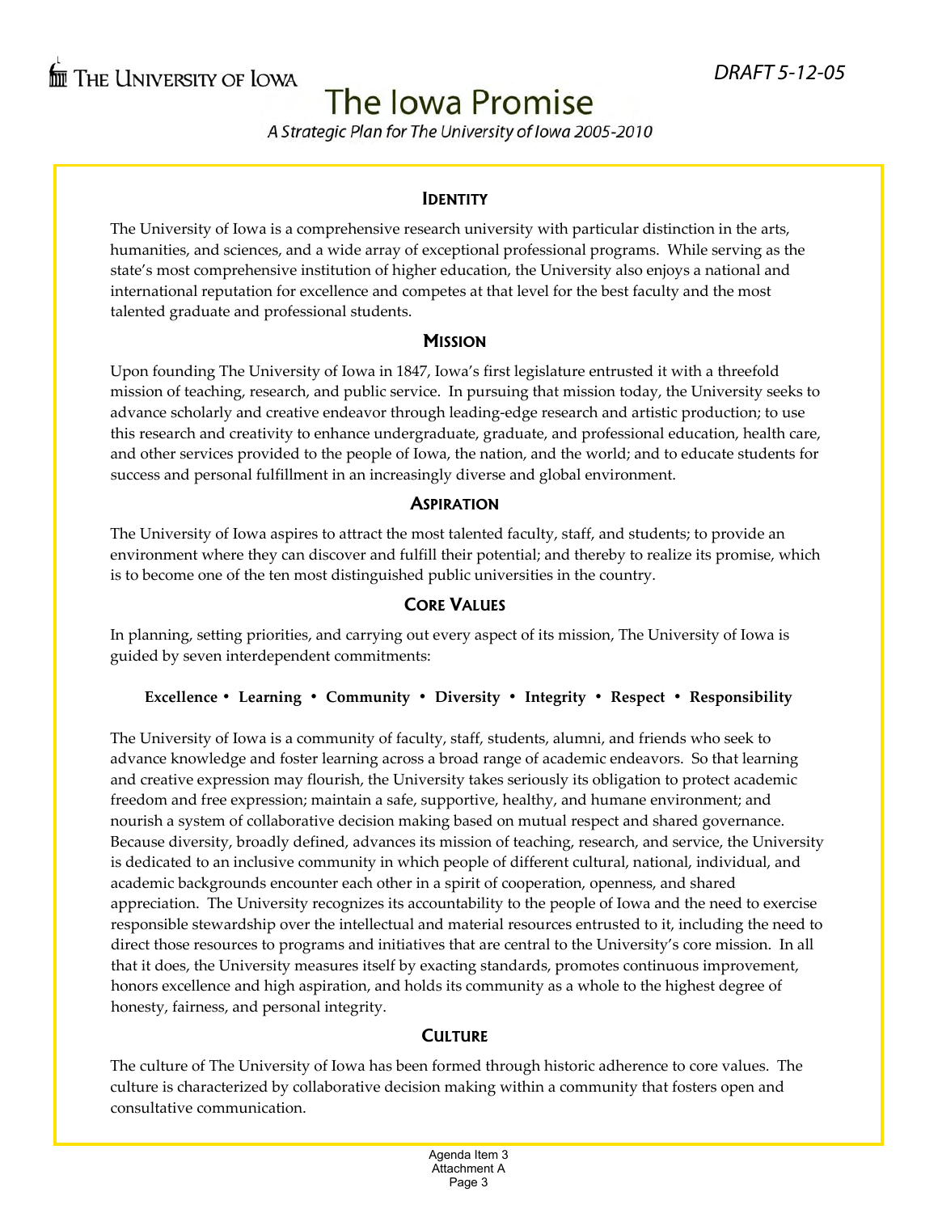THE UNIVERSITY OF IOWA

*DRAFT 5-12-05*

# The Iowa Promise

*A Strategic Plan for The University of Iowa 2005-2010*

## IDENTITY

The University of Iowa is a comprehensive research university with particular distinction in the arts, humanities, and sciences, and a wide array of exceptional professional programs. While serving as the state's most comprehensive institution of higher education, the University also enjoys a national and international reputation for excellence and competes at that level for the best faculty and the most talented graduate and professional students.

## MISSION

Upon founding The University of Iowa in 1847, Iowa's first legislature entrusted it with a threefold mission of teaching, research, and public service. In pursuing that mission today, the University seeks to advance scholarly and creative endeavor through leading-edge research and artistic production; to use this research and creativity to enhance undergraduate, graduate, and professional education, health care, and other services provided to the people of Iowa, the nation, and the world; and to educate students for success and personal fulfillment in an increasingly diverse and global environment.

## ASPIRATION

The University of Iowa aspires to attract the most talented faculty, staff, and students; to provide an environment where they can discover and fulfill their potential; and thereby to realize its promise, which is to become one of the ten most distinguished public universities in the country.

## CORE VALUES

In planning, setting priorities, and carrying out every aspect of its mission, The University of Iowa is guided by seven interdependent commitments:

**Excellence • Learning • Community • Diversity • Integrity • Respect • Responsibility**

The University of Iowa is a community of faculty, staff, students, alumni, and friends who seek to advance knowledge and foster learning across a broad range of academic endeavors. So that learning and creative expression may flourish, the University takes seriously its obligation to protect academic freedom and free expression; maintain a safe, supportive, healthy, and humane environment; and nourish a system of collaborative decision making based on mutual respect and shared governance. Because diversity, broadly defined, advances its mission of teaching, research, and service, the University is dedicated to an inclusive community in which people of different cultural, national, individual, and academic backgrounds encounter each other in a spirit of cooperation, openness, and shared appreciation. The University recognizes its accountability to the people of Iowa and the need to exercise responsible stewardship over the intellectual and material resources entrusted to it, including the need to direct those resources to programs and initiatives that are central to the University's core mission. In all that it does, the University measures itself by exacting standards, promotes continuous improvement, honors excellence and high aspiration, and holds its community as a whole to the highest degree of honesty, fairness, and personal integrity.

## CULTURE

The culture of The University of Iowa has been formed through historic adherence to core values. The culture is characterized by collaborative decision making within a community that fosters open and consultative communication.

Agenda Item 3
Attachment A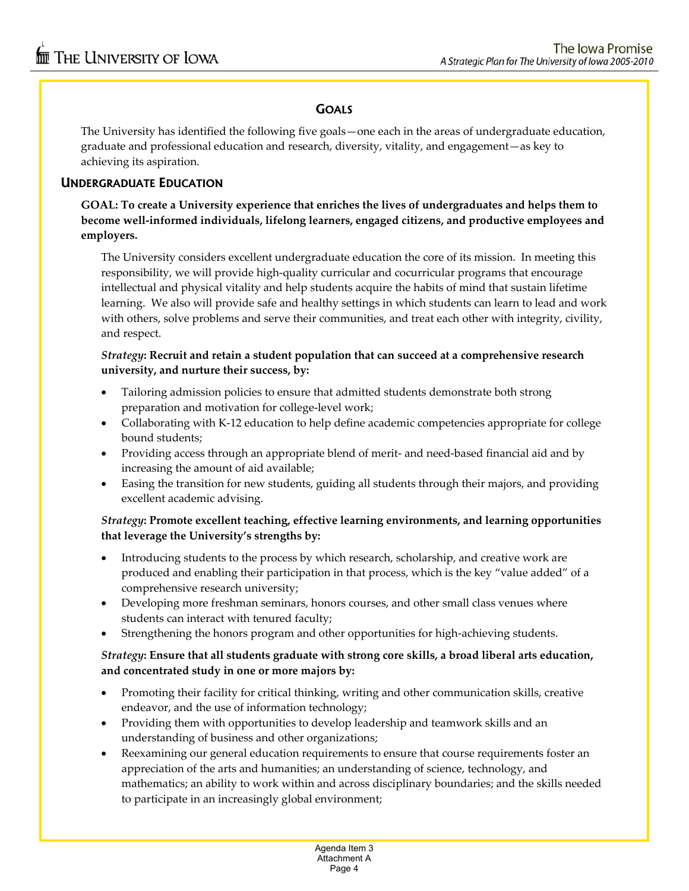## GOALS

The University has identified the following five goals—one each in the areas of undergraduate education, graduate and professional education and research, diversity, vitality, and engagement—as key to achieving its aspiration.

### UNDERGRADUATE EDUCATION

**GOAL: To create a University experience that enriches the lives of undergraduates and helps them to become well-informed individuals, lifelong learners, engaged citizens, and productive employees and employers.**

The University considers excellent undergraduate education the core of its mission. In meeting this responsibility, we will provide high-quality curricular and cocurricular programs that encourage intellectual and physical vitality and help students acquire the habits of mind that sustain lifetime learning. We also will provide safe and healthy settings in which students can learn to lead and work with others, solve problems and serve their communities, and treat each other with integrity, civility, and respect.

***Strategy*: Recruit and retain a student population that can succeed at a comprehensive research university, and nurture their success, by:**

- Tailoring admission policies to ensure that admitted students demonstrate both strong preparation and motivation for college-level work;
- Collaborating with K-12 education to help define academic competencies appropriate for college bound students;
- Providing access through an appropriate blend of merit- and need-based financial aid and by increasing the amount of aid available;
- Easing the transition for new students, guiding all students through their majors, and providing excellent academic advising.

***Strategy*: Promote excellent teaching, effective learning environments, and learning opportunities that leverage the University's strengths by:**

- Introducing students to the process by which research, scholarship, and creative work are produced and enabling their participation in that process, which is the key "value added" of a comprehensive research university;
- Developing more freshman seminars, honors courses, and other small class venues where students can interact with tenured faculty;
- Strengthening the honors program and other opportunities for high-achieving students.

***Strategy*: Ensure that all students graduate with strong core skills, a broad liberal arts education, and concentrated study in one or more majors by:**

- Promoting their facility for critical thinking, writing and other communication skills, creative endeavor, and the use of information technology;
- Providing them with opportunities to develop leadership and teamwork skills and an understanding of business and other organizations;
- Reexamining our general education requirements to ensure that course requirements foster an appreciation of the arts and humanities; an understanding of science, technology, and mathematics; an ability to work within and across disciplinary boundaries; and the skills needed to participate in an increasingly global environment;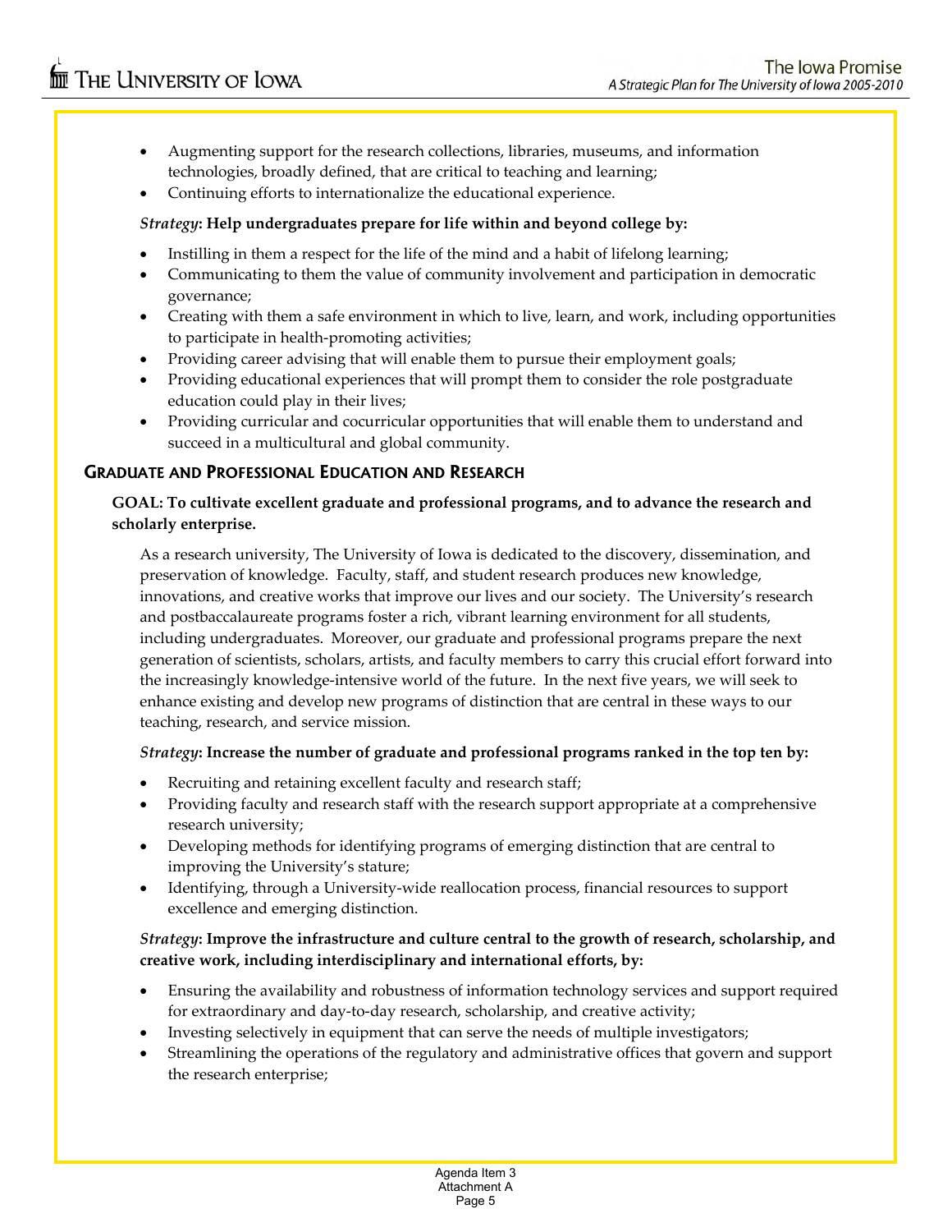- Augmenting support for the research collections, libraries, museums, and information technologies, broadly defined, that are critical to teaching and learning;
- Continuing efforts to internationalize the educational experience.

*Strategy*: **Help undergraduates prepare for life within and beyond college by:**

- Instilling in them a respect for the life of the mind and a habit of lifelong learning;
- Communicating to them the value of community involvement and participation in democratic governance;
- Creating with them a safe environment in which to live, learn, and work, including opportunities to participate in health-promoting activities;
- Providing career advising that will enable them to pursue their employment goals;
- Providing educational experiences that will prompt them to consider the role postgraduate education could play in their lives;
- Providing curricular and cocurricular opportunities that will enable them to understand and succeed in a multicultural and global community.

## GRADUATE AND PROFESSIONAL EDUCATION AND RESEARCH

**GOAL: To cultivate excellent graduate and professional programs, and to advance the research and scholarly enterprise.**

As a research university, The University of Iowa is dedicated to the discovery, dissemination, and preservation of knowledge. Faculty, staff, and student research produces new knowledge, innovations, and creative works that improve our lives and our society. The University's research and postbaccalaureate programs foster a rich, vibrant learning environment for all students, including undergraduates. Moreover, our graduate and professional programs prepare the next generation of scientists, scholars, artists, and faculty members to carry this crucial effort forward into the increasingly knowledge-intensive world of the future. In the next five years, we will seek to enhance existing and develop new programs of distinction that are central in these ways to our teaching, research, and service mission.

*Strategy*: **Increase the number of graduate and professional programs ranked in the top ten by:**

- Recruiting and retaining excellent faculty and research staff;
- Providing faculty and research staff with the research support appropriate at a comprehensive research university;
- Developing methods for identifying programs of emerging distinction that are central to improving the University's stature;
- Identifying, through a University-wide reallocation process, financial resources to support excellence and emerging distinction.

*Strategy*: **Improve the infrastructure and culture central to the growth of research, scholarship, and creative work, including interdisciplinary and international efforts, by:**

- Ensuring the availability and robustness of information technology services and support required for extraordinary and day-to-day research, scholarship, and creative activity;
- Investing selectively in equipment that can serve the needs of multiple investigators;
- Streamlining the operations of the regulatory and administrative offices that govern and support the research enterprise;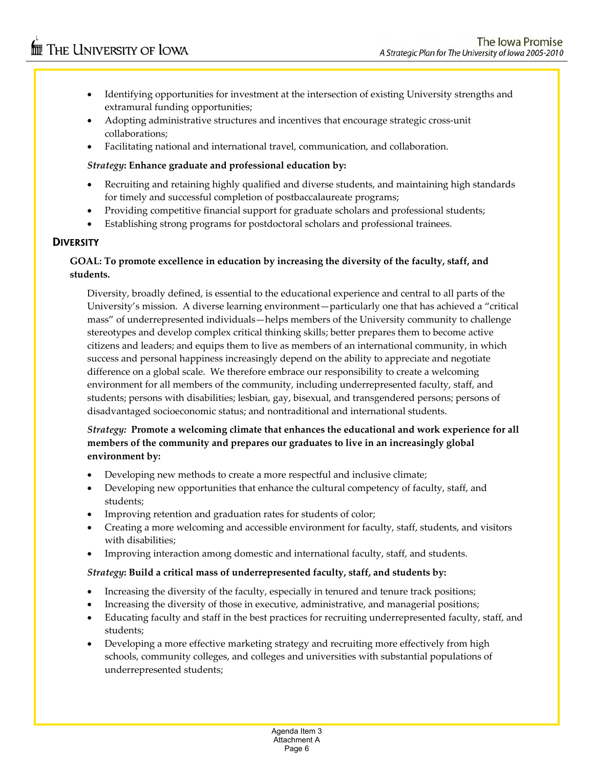- Identifying opportunities for investment at the intersection of existing University strengths and extramural funding opportunities;
- Adopting administrative structures and incentives that encourage strategic cross-unit collaborations;
- Facilitating national and international travel, communication, and collaboration.

***Strategy*: Enhance graduate and professional education by:**

- Recruiting and retaining highly qualified and diverse students, and maintaining high standards for timely and successful completion of postbaccalaureate programs;
- Providing competitive financial support for graduate scholars and professional students;
- Establishing strong programs for postdoctoral scholars and professional trainees.

## DIVERSITY

**GOAL: To promote excellence in education by increasing the diversity of the faculty, staff, and students.**

Diversity, broadly defined, is essential to the educational experience and central to all parts of the University's mission. A diverse learning environment—particularly one that has achieved a "critical mass" of underrepresented individuals—helps members of the University community to challenge stereotypes and develop complex critical thinking skills; better prepares them to become active citizens and leaders; and equips them to live as members of an international community, in which success and personal happiness increasingly depend on the ability to appreciate and negotiate difference on a global scale. We therefore embrace our responsibility to create a welcoming environment for all members of the community, including underrepresented faculty, staff, and students; persons with disabilities; lesbian, gay, bisexual, and transgendered persons; persons of disadvantaged socioeconomic status; and nontraditional and international students.

***Strategy:* Promote a welcoming climate that enhances the educational and work experience for all members of the community and prepares our graduates to live in an increasingly global environment by:**

- Developing new methods to create a more respectful and inclusive climate;
- Developing new opportunities that enhance the cultural competency of faculty, staff, and students;
- Improving retention and graduation rates for students of color;
- Creating a more welcoming and accessible environment for faculty, staff, students, and visitors with disabilities;
- Improving interaction among domestic and international faculty, staff, and students.

***Strategy*: Build a critical mass of underrepresented faculty, staff, and students by:**

- Increasing the diversity of the faculty, especially in tenured and tenure track positions;
- Increasing the diversity of those in executive, administrative, and managerial positions;
- Educating faculty and staff in the best practices for recruiting underrepresented faculty, staff, and students;
- Developing a more effective marketing strategy and recruiting more effectively from high schools, community colleges, and colleges and universities with substantial populations of underrepresented students;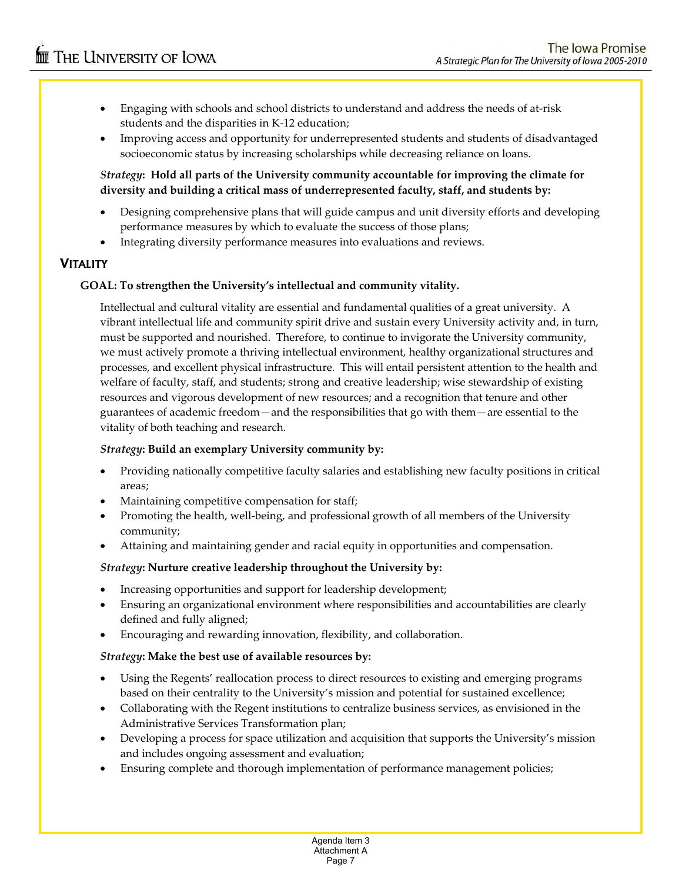- Engaging with schools and school districts to understand and address the needs of at-risk students and the disparities in K-12 education;
- Improving access and opportunity for underrepresented students and students of disadvantaged socioeconomic status by increasing scholarships while decreasing reliance on loans.

***Strategy*: Hold all parts of the University community accountable for improving the climate for diversity and building a critical mass of underrepresented faculty, staff, and students by:**

- Designing comprehensive plans that will guide campus and unit diversity efforts and developing performance measures by which to evaluate the success of those plans;
- Integrating diversity performance measures into evaluations and reviews.

## VITALITY

**GOAL: To strengthen the University's intellectual and community vitality.**

Intellectual and cultural vitality are essential and fundamental qualities of a great university. A vibrant intellectual life and community spirit drive and sustain every University activity and, in turn, must be supported and nourished. Therefore, to continue to invigorate the University community, we must actively promote a thriving intellectual environment, healthy organizational structures and processes, and excellent physical infrastructure. This will entail persistent attention to the health and welfare of faculty, staff, and students; strong and creative leadership; wise stewardship of existing resources and vigorous development of new resources; and a recognition that tenure and other guarantees of academic freedom—and the responsibilities that go with them—are essential to the vitality of both teaching and research.

***Strategy*: Build an exemplary University community by:**

- Providing nationally competitive faculty salaries and establishing new faculty positions in critical areas;
- Maintaining competitive compensation for staff;
- Promoting the health, well-being, and professional growth of all members of the University community;
- Attaining and maintaining gender and racial equity in opportunities and compensation.

***Strategy*: Nurture creative leadership throughout the University by:**

- Increasing opportunities and support for leadership development;
- Ensuring an organizational environment where responsibilities and accountabilities are clearly defined and fully aligned;
- Encouraging and rewarding innovation, flexibility, and collaboration.

***Strategy*: Make the best use of available resources by:**

- Using the Regents' reallocation process to direct resources to existing and emerging programs based on their centrality to the University's mission and potential for sustained excellence;
- Collaborating with the Regent institutions to centralize business services, as envisioned in the Administrative Services Transformation plan;
- Developing a process for space utilization and acquisition that supports the University's mission and includes ongoing assessment and evaluation;
- Ensuring complete and thorough implementation of performance management policies;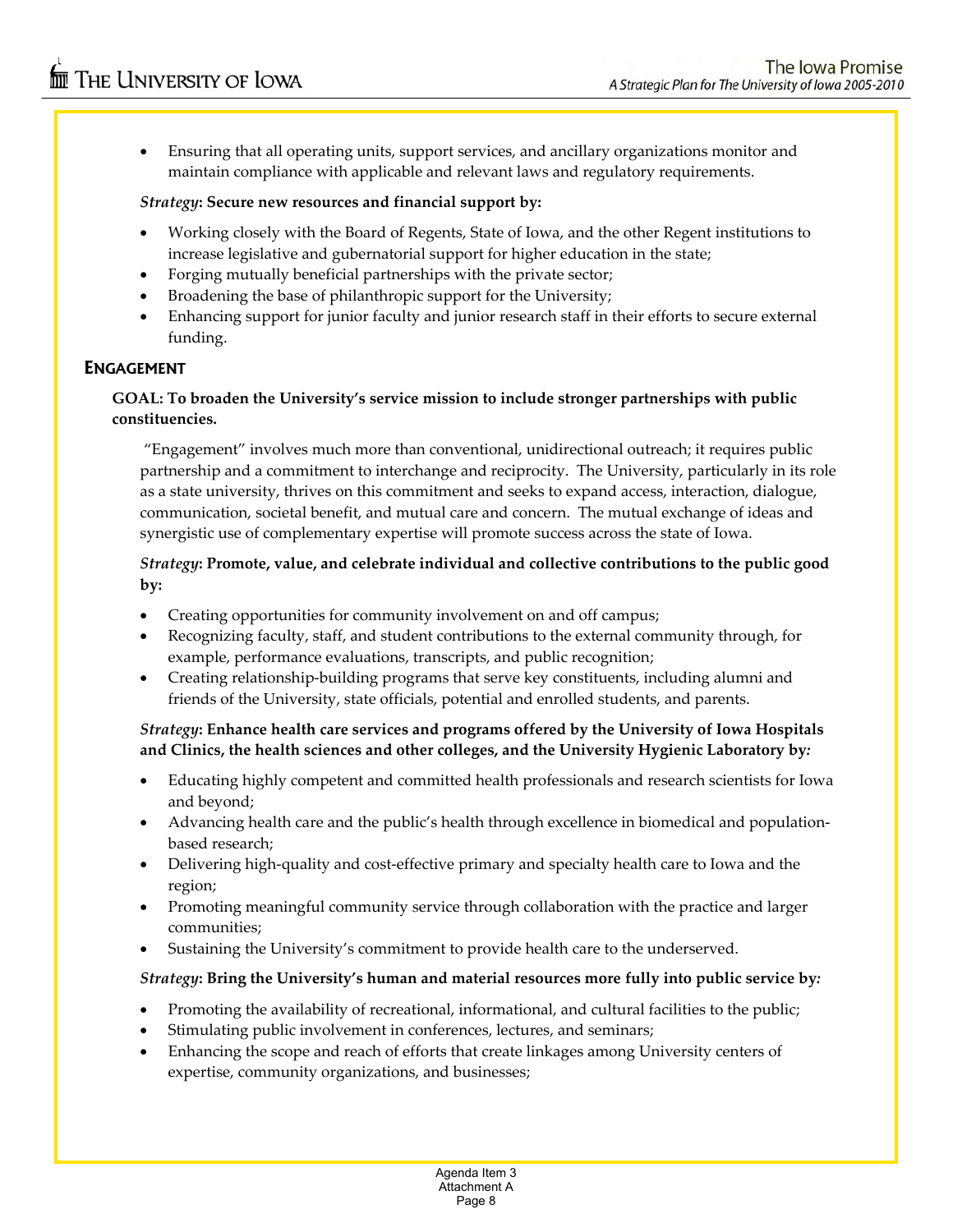- Ensuring that all operating units, support services, and ancillary organizations monitor and maintain compliance with applicable and relevant laws and regulatory requirements.

*Strategy*: **Secure new resources and financial support by:**

- Working closely with the Board of Regents, State of Iowa, and the other Regent institutions to increase legislative and gubernatorial support for higher education in the state;
- Forging mutually beneficial partnerships with the private sector;
- Broadening the base of philanthropic support for the University;
- Enhancing support for junior faculty and junior research staff in their efforts to secure external funding.

## ENGAGEMENT

**GOAL: To broaden the University's service mission to include stronger partnerships with public constituencies.**

"Engagement" involves much more than conventional, unidirectional outreach; it requires public partnership and a commitment to interchange and reciprocity. The University, particularly in its role as a state university, thrives on this commitment and seeks to expand access, interaction, dialogue, communication, societal benefit, and mutual care and concern. The mutual exchange of ideas and synergistic use of complementary expertise will promote success across the state of Iowa.

*Strategy*: **Promote, value, and celebrate individual and collective contributions to the public good by:**

- Creating opportunities for community involvement on and off campus;
- Recognizing faculty, staff, and student contributions to the external community through, for example, performance evaluations, transcripts, and public recognition;
- Creating relationship-building programs that serve key constituents, including alumni and friends of the University, state officials, potential and enrolled students, and parents.

*Strategy*: **Enhance health care services and programs offered by the University of Iowa Hospitals and Clinics, the health sciences and other colleges, and the University Hygienic Laboratory by:**

- Educating highly competent and committed health professionals and research scientists for Iowa and beyond;
- Advancing health care and the public's health through excellence in biomedical and population-based research;
- Delivering high-quality and cost-effective primary and specialty health care to Iowa and the region;
- Promoting meaningful community service through collaboration with the practice and larger communities;
- Sustaining the University's commitment to provide health care to the underserved.

*Strategy*: **Bring the University's human and material resources more fully into public service by:**

- Promoting the availability of recreational, informational, and cultural facilities to the public;
- Stimulating public involvement in conferences, lectures, and seminars;
- Enhancing the scope and reach of efforts that create linkages among University centers of expertise, community organizations, and businesses;

Agenda Item 3
Attachment A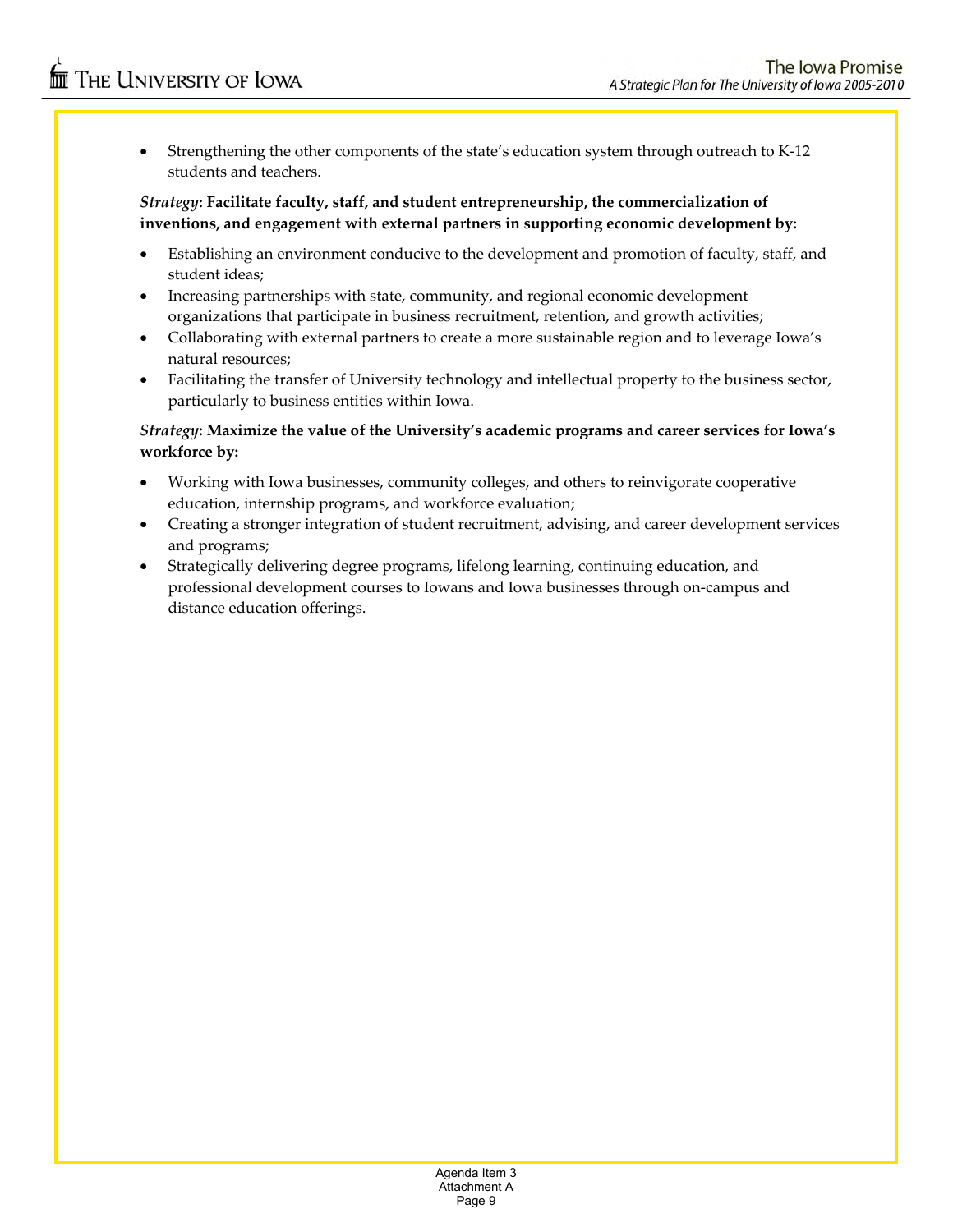- Strengthening the other components of the state's education system through outreach to K-12 students and teachers.

*Strategy*: **Facilitate faculty, staff, and student entrepreneurship, the commercialization of inventions, and engagement with external partners in supporting economic development by:**

- Establishing an environment conducive to the development and promotion of faculty, staff, and student ideas;
- Increasing partnerships with state, community, and regional economic development organizations that participate in business recruitment, retention, and growth activities;
- Collaborating with external partners to create a more sustainable region and to leverage Iowa's natural resources;
- Facilitating the transfer of University technology and intellectual property to the business sector, particularly to business entities within Iowa.

*Strategy*: **Maximize the value of the University's academic programs and career services for Iowa's workforce by:**

- Working with Iowa businesses, community colleges, and others to reinvigorate cooperative education, internship programs, and workforce evaluation;
- Creating a stronger integration of student recruitment, advising, and career development services and programs;
- Strategically delivering degree programs, lifelong learning, continuing education, and professional development courses to Iowans and Iowa businesses through on-campus and distance education offerings.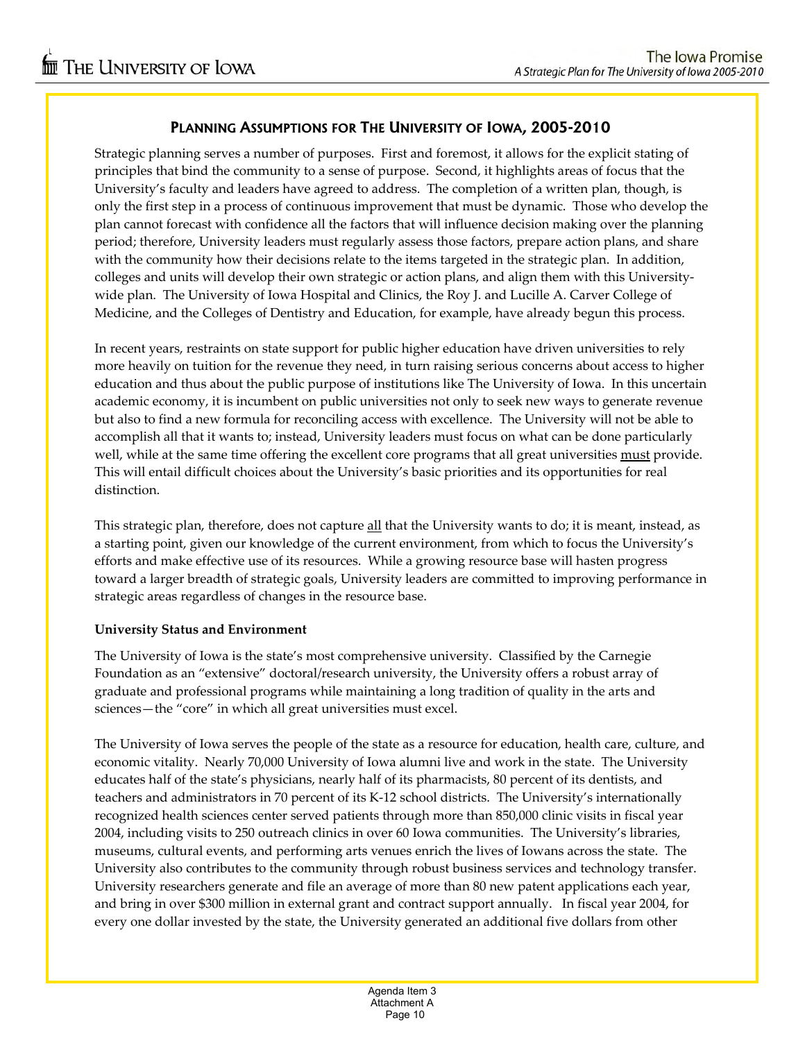## PLANNING ASSUMPTIONS FOR THE UNIVERSITY OF IOWA, 2005-2010

Strategic planning serves a number of purposes. First and foremost, it allows for the explicit stating of principles that bind the community to a sense of purpose. Second, it highlights areas of focus that the University's faculty and leaders have agreed to address. The completion of a written plan, though, is only the first step in a process of continuous improvement that must be dynamic. Those who develop the plan cannot forecast with confidence all the factors that will influence decision making over the planning period; therefore, University leaders must regularly assess those factors, prepare action plans, and share with the community how their decisions relate to the items targeted in the strategic plan. In addition, colleges and units will develop their own strategic or action plans, and align them with this University-wide plan. The University of Iowa Hospital and Clinics, the Roy J. and Lucille A. Carver College of Medicine, and the Colleges of Dentistry and Education, for example, have already begun this process.

In recent years, restraints on state support for public higher education have driven universities to rely more heavily on tuition for the revenue they need, in turn raising serious concerns about access to higher education and thus about the public purpose of institutions like The University of Iowa. In this uncertain academic economy, it is incumbent on public universities not only to seek new ways to generate revenue but also to find a new formula for reconciling access with excellence. The University will not be able to accomplish all that it wants to; instead, University leaders must focus on what can be done particularly well, while at the same time offering the excellent core programs that all great universities <u>must</u> provide. This will entail difficult choices about the University's basic priorities and its opportunities for real distinction.

This strategic plan, therefore, does not capture <u>all</u> that the University wants to do; it is meant, instead, as a starting point, given our knowledge of the current environment, from which to focus the University's efforts and make effective use of its resources. While a growing resource base will hasten progress toward a larger breadth of strategic goals, University leaders are committed to improving performance in strategic areas regardless of changes in the resource base.

**University Status and Environment**

The University of Iowa is the state's most comprehensive university. Classified by the Carnegie Foundation as an "extensive" doctoral/research university, the University offers a robust array of graduate and professional programs while maintaining a long tradition of quality in the arts and sciences—the "core" in which all great universities must excel.

The University of Iowa serves the people of the state as a resource for education, health care, culture, and economic vitality. Nearly 70,000 University of Iowa alumni live and work in the state. The University educates half of the state's physicians, nearly half of its pharmacists, 80 percent of its dentists, and teachers and administrators in 70 percent of its K-12 school districts. The University's internationally recognized health sciences center served patients through more than 850,000 clinic visits in fiscal year 2004, including visits to 250 outreach clinics in over 60 Iowa communities. The University's libraries, museums, cultural events, and performing arts venues enrich the lives of Iowans across the state. The University also contributes to the community through robust business services and technology transfer. University researchers generate and file an average of more than 80 new patent applications each year, and bring in over $300 million in external grant and contract support annually. In fiscal year 2004, for every one dollar invested by the state, the University generated an additional five dollars from other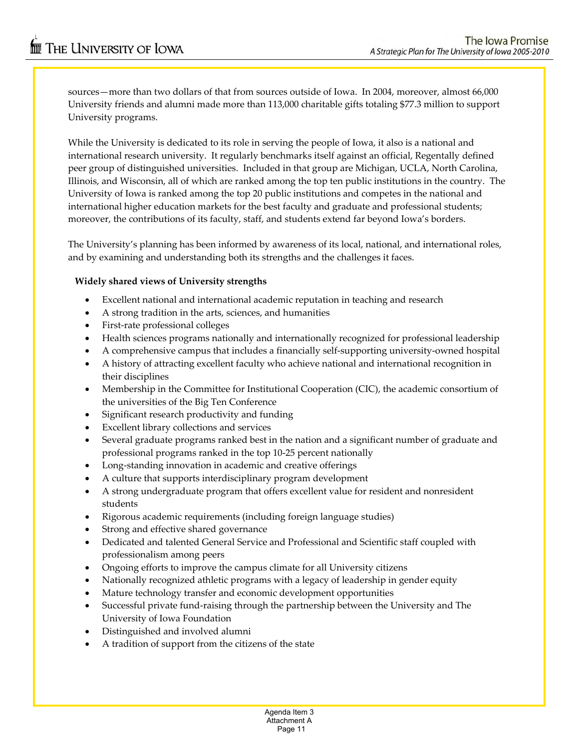sources—more than two dollars of that from sources outside of Iowa. In 2004, moreover, almost 66,000 University friends and alumni made more than 113,000 charitable gifts totaling $77.3 million to support University programs.

While the University is dedicated to its role in serving the people of Iowa, it also is a national and international research university. It regularly benchmarks itself against an official, Regentally defined peer group of distinguished universities. Included in that group are Michigan, UCLA, North Carolina, Illinois, and Wisconsin, all of which are ranked among the top ten public institutions in the country. The University of Iowa is ranked among the top 20 public institutions and competes in the national and international higher education markets for the best faculty and graduate and professional students; moreover, the contributions of its faculty, staff, and students extend far beyond Iowa's borders.

The University's planning has been informed by awareness of its local, national, and international roles, and by examining and understanding both its strengths and the challenges it faces.

**Widely shared views of University strengths**

- Excellent national and international academic reputation in teaching and research
- A strong tradition in the arts, sciences, and humanities
- First-rate professional colleges
- Health sciences programs nationally and internationally recognized for professional leadership
- A comprehensive campus that includes a financially self-supporting university-owned hospital
- A history of attracting excellent faculty who achieve national and international recognition in their disciplines
- Membership in the Committee for Institutional Cooperation (CIC), the academic consortium of the universities of the Big Ten Conference
- Significant research productivity and funding
- Excellent library collections and services
- Several graduate programs ranked best in the nation and a significant number of graduate and professional programs ranked in the top 10-25 percent nationally
- Long-standing innovation in academic and creative offerings
- A culture that supports interdisciplinary program development
- A strong undergraduate program that offers excellent value for resident and nonresident students
- Rigorous academic requirements (including foreign language studies)
- Strong and effective shared governance
- Dedicated and talented General Service and Professional and Scientific staff coupled with professionalism among peers
- Ongoing efforts to improve the campus climate for all University citizens
- Nationally recognized athletic programs with a legacy of leadership in gender equity
- Mature technology transfer and economic development opportunities
- Successful private fund-raising through the partnership between the University and The University of Iowa Foundation
- Distinguished and involved alumni
- A tradition of support from the citizens of the state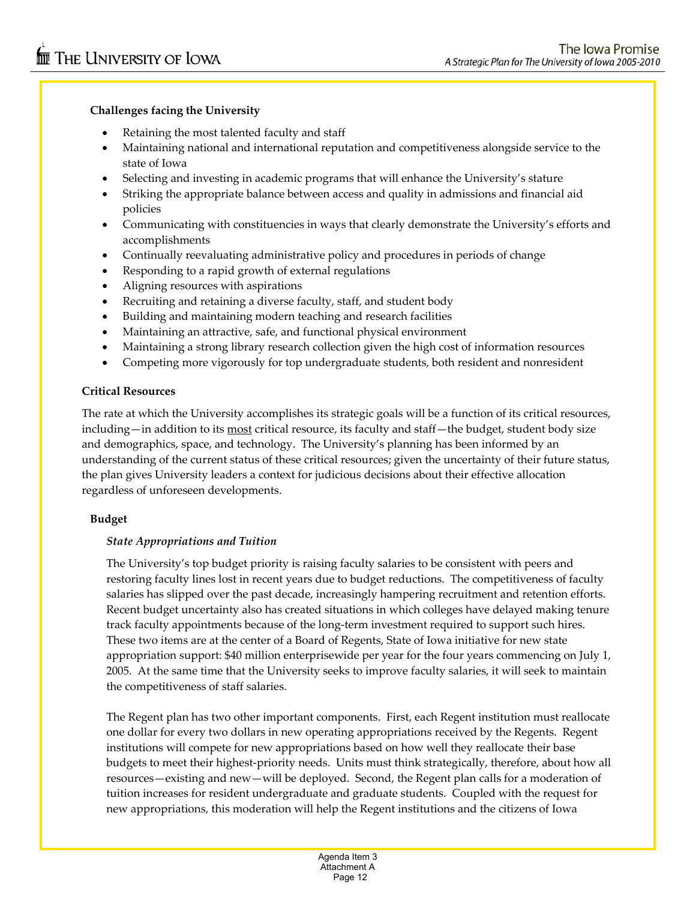**Challenges facing the University**

- Retaining the most talented faculty and staff
- Maintaining national and international reputation and competitiveness alongside service to the state of Iowa
- Selecting and investing in academic programs that will enhance the University's stature
- Striking the appropriate balance between access and quality in admissions and financial aid policies
- Communicating with constituencies in ways that clearly demonstrate the University's efforts and accomplishments
- Continually reevaluating administrative policy and procedures in periods of change
- Responding to a rapid growth of external regulations
- Aligning resources with aspirations
- Recruiting and retaining a diverse faculty, staff, and student body
- Building and maintaining modern teaching and research facilities
- Maintaining an attractive, safe, and functional physical environment
- Maintaining a strong library research collection given the high cost of information resources
- Competing more vigorously for top undergraduate students, both resident and nonresident

## Critical Resources

The rate at which the University accomplishes its strategic goals will be a function of its critical resources, including—in addition to its most critical resource, its faculty and staff—the budget, student body size and demographics, space, and technology. The University's planning has been informed by an understanding of the current status of these critical resources; given the uncertainty of their future status, the plan gives University leaders a context for judicious decisions about their effective allocation regardless of unforeseen developments.

### Budget

*State Appropriations and Tuition*

The University's top budget priority is raising faculty salaries to be consistent with peers and restoring faculty lines lost in recent years due to budget reductions. The competitiveness of faculty salaries has slipped over the past decade, increasingly hampering recruitment and retention efforts. Recent budget uncertainty also has created situations in which colleges have delayed making tenure track faculty appointments because of the long-term investment required to support such hires. These two items are at the center of a Board of Regents, State of Iowa initiative for new state appropriation support: $40 million enterprisewide per year for the four years commencing on July 1, 2005. At the same time that the University seeks to improve faculty salaries, it will seek to maintain the competitiveness of staff salaries.

The Regent plan has two other important components. First, each Regent institution must reallocate one dollar for every two dollars in new operating appropriations received by the Regents. Regent institutions will compete for new appropriations based on how well they reallocate their base budgets to meet their highest-priority needs. Units must think strategically, therefore, about how all resources—existing and new—will be deployed. Second, the Regent plan calls for a moderation of tuition increases for resident undergraduate and graduate students. Coupled with the request for new appropriations, this moderation will help the Regent institutions and the citizens of Iowa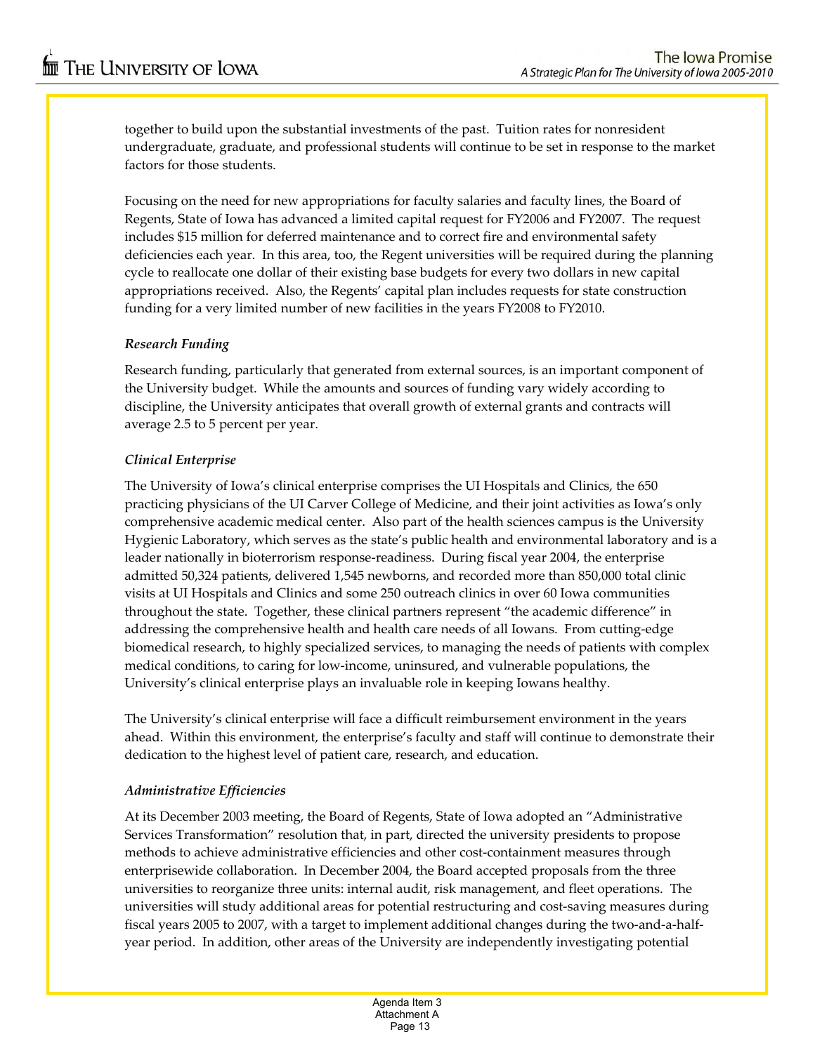together to build upon the substantial investments of the past. Tuition rates for nonresident undergraduate, graduate, and professional students will continue to be set in response to the market factors for those students.

Focusing on the need for new appropriations for faculty salaries and faculty lines, the Board of Regents, State of Iowa has advanced a limited capital request for FY2006 and FY2007. The request includes $15 million for deferred maintenance and to correct fire and environmental safety deficiencies each year. In this area, too, the Regent universities will be required during the planning cycle to reallocate one dollar of their existing base budgets for every two dollars in new capital appropriations received. Also, the Regents' capital plan includes requests for state construction funding for a very limited number of new facilities in the years FY2008 to FY2010.

*Research Funding*

Research funding, particularly that generated from external sources, is an important component of the University budget. While the amounts and sources of funding vary widely according to discipline, the University anticipates that overall growth of external grants and contracts will average 2.5 to 5 percent per year.

*Clinical Enterprise*

The University of Iowa's clinical enterprise comprises the UI Hospitals and Clinics, the 650 practicing physicians of the UI Carver College of Medicine, and their joint activities as Iowa's only comprehensive academic medical center. Also part of the health sciences campus is the University Hygienic Laboratory, which serves as the state's public health and environmental laboratory and is a leader nationally in bioterrorism response-readiness. During fiscal year 2004, the enterprise admitted 50,324 patients, delivered 1,545 newborns, and recorded more than 850,000 total clinic visits at UI Hospitals and Clinics and some 250 outreach clinics in over 60 Iowa communities throughout the state. Together, these clinical partners represent "the academic difference" in addressing the comprehensive health and health care needs of all Iowans. From cutting-edge biomedical research, to highly specialized services, to managing the needs of patients with complex medical conditions, to caring for low-income, uninsured, and vulnerable populations, the University's clinical enterprise plays an invaluable role in keeping Iowans healthy.

The University's clinical enterprise will face a difficult reimbursement environment in the years ahead. Within this environment, the enterprise's faculty and staff will continue to demonstrate their dedication to the highest level of patient care, research, and education.

*Administrative Efficiencies*

At its December 2003 meeting, the Board of Regents, State of Iowa adopted an "Administrative Services Transformation" resolution that, in part, directed the university presidents to propose methods to achieve administrative efficiencies and other cost-containment measures through enterprisewide collaboration. In December 2004, the Board accepted proposals from the three universities to reorganize three units: internal audit, risk management, and fleet operations. The universities will study additional areas for potential restructuring and cost-saving measures during fiscal years 2005 to 2007, with a target to implement additional changes during the two-and-a-half-year period. In addition, other areas of the University are independently investigating potential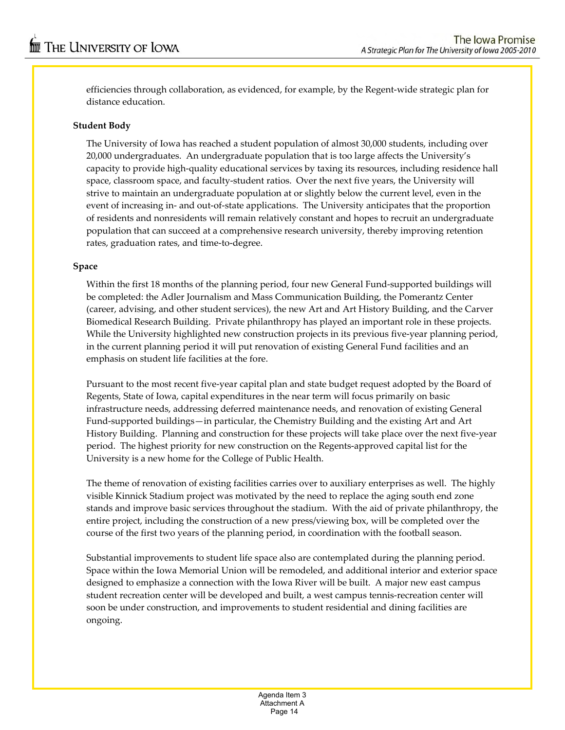efficiencies through collaboration, as evidenced, for example, by the Regent-wide strategic plan for distance education.

**Student Body**

The University of Iowa has reached a student population of almost 30,000 students, including over 20,000 undergraduates. An undergraduate population that is too large affects the University's capacity to provide high-quality educational services by taxing its resources, including residence hall space, classroom space, and faculty-student ratios. Over the next five years, the University will strive to maintain an undergraduate population at or slightly below the current level, even in the event of increasing in- and out-of-state applications. The University anticipates that the proportion of residents and nonresidents will remain relatively constant and hopes to recruit an undergraduate population that can succeed at a comprehensive research university, thereby improving retention rates, graduation rates, and time-to-degree.

**Space**

Within the first 18 months of the planning period, four new General Fund-supported buildings will be completed: the Adler Journalism and Mass Communication Building, the Pomerantz Center (career, advising, and other student services), the new Art and Art History Building, and the Carver Biomedical Research Building. Private philanthropy has played an important role in these projects. While the University highlighted new construction projects in its previous five-year planning period, in the current planning period it will put renovation of existing General Fund facilities and an emphasis on student life facilities at the fore.

Pursuant to the most recent five-year capital plan and state budget request adopted by the Board of Regents, State of Iowa, capital expenditures in the near term will focus primarily on basic infrastructure needs, addressing deferred maintenance needs, and renovation of existing General Fund-supported buildings—in particular, the Chemistry Building and the existing Art and Art History Building. Planning and construction for these projects will take place over the next five-year period. The highest priority for new construction on the Regents-approved capital list for the University is a new home for the College of Public Health.

The theme of renovation of existing facilities carries over to auxiliary enterprises as well. The highly visible Kinnick Stadium project was motivated by the need to replace the aging south end zone stands and improve basic services throughout the stadium. With the aid of private philanthropy, the entire project, including the construction of a new press/viewing box, will be completed over the course of the first two years of the planning period, in coordination with the football season.

Substantial improvements to student life space also are contemplated during the planning period. Space within the Iowa Memorial Union will be remodeled, and additional interior and exterior space designed to emphasize a connection with the Iowa River will be built. A major new east campus student recreation center will be developed and built, a west campus tennis-recreation center will soon be under construction, and improvements to student residential and dining facilities are ongoing.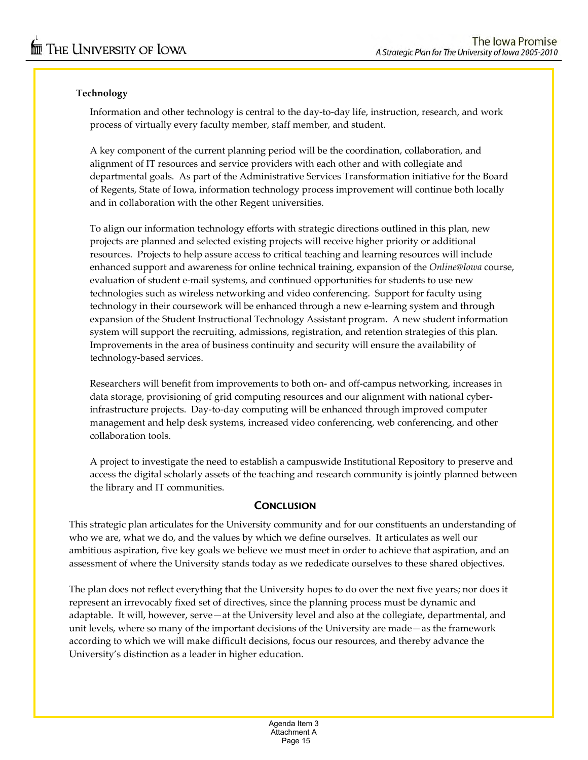### Technology

Information and other technology is central to the day-to-day life, instruction, research, and work process of virtually every faculty member, staff member, and student.

A key component of the current planning period will be the coordination, collaboration, and alignment of IT resources and service providers with each other and with collegiate and departmental goals. As part of the Administrative Services Transformation initiative for the Board of Regents, State of Iowa, information technology process improvement will continue both locally and in collaboration with the other Regent universities.

To align our information technology efforts with strategic directions outlined in this plan, new projects are planned and selected existing projects will receive higher priority or additional resources. Projects to help assure access to critical teaching and learning resources will include enhanced support and awareness for online technical training, expansion of the *Online@Iowa* course, evaluation of student e-mail systems, and continued opportunities for students to use new technologies such as wireless networking and video conferencing. Support for faculty using technology in their coursework will be enhanced through a new e-learning system and through expansion of the Student Instructional Technology Assistant program. A new student information system will support the recruiting, admissions, registration, and retention strategies of this plan. Improvements in the area of business continuity and security will ensure the availability of technology-based services.

Researchers will benefit from improvements to both on- and off-campus networking, increases in data storage, provisioning of grid computing resources and our alignment with national cyber-infrastructure projects. Day-to-day computing will be enhanced through improved computer management and help desk systems, increased video conferencing, web conferencing, and other collaboration tools.

A project to investigate the need to establish a campuswide Institutional Repository to preserve and access the digital scholarly assets of the teaching and research community is jointly planned between the library and IT communities.

## Conclusion

This strategic plan articulates for the University community and for our constituents an understanding of who we are, what we do, and the values by which we define ourselves. It articulates as well our ambitious aspiration, five key goals we believe we must meet in order to achieve that aspiration, and an assessment of where the University stands today as we rededicate ourselves to these shared objectives.

The plan does not reflect everything that the University hopes to do over the next five years; nor does it represent an irrevocably fixed set of directives, since the planning process must be dynamic and adaptable. It will, however, serve—at the University level and also at the collegiate, departmental, and unit levels, where so many of the important decisions of the University are made—as the framework according to which we will make difficult decisions, focus our resources, and thereby advance the University's distinction as a leader in higher education.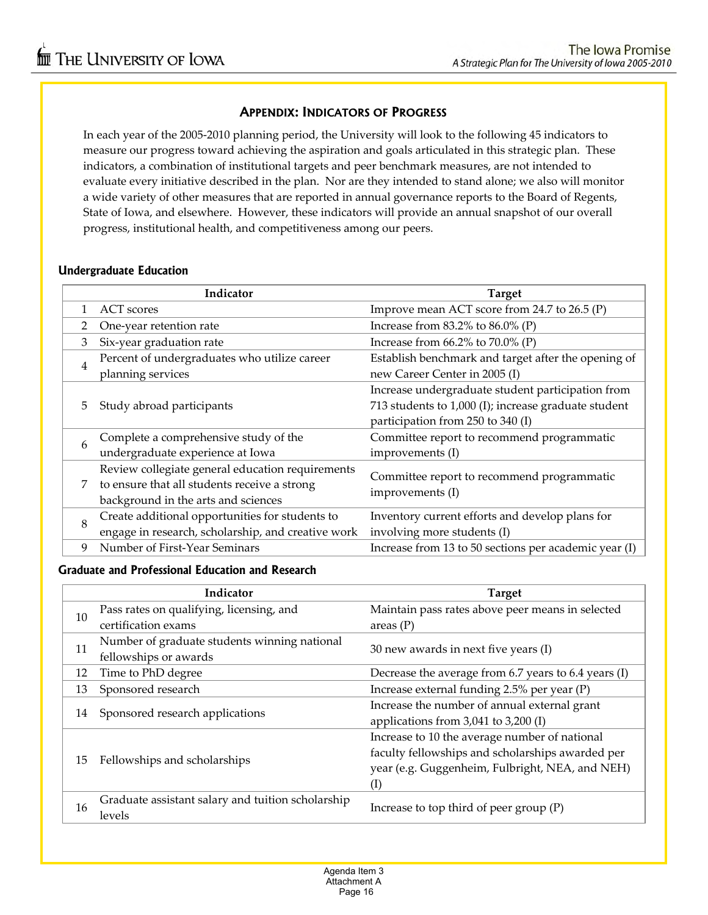## Appendix: Indicators of Progress

In each year of the 2005-2010 planning period, the University will look to the following 45 indicators to measure our progress toward achieving the aspiration and goals articulated in this strategic plan. These indicators, a combination of institutional targets and peer benchmark measures, are not intended to evaluate every initiative described in the plan. Nor are they intended to stand alone; we also will monitor a wide variety of other measures that are reported in annual governance reports to the Board of Regents, State of Iowa, and elsewhere. However, these indicators will provide an annual snapshot of our overall progress, institutional health, and competitiveness among our peers.

### Undergraduate Education

| | Indicator | Target |
|---|---|---|
| 1 | ACT scores | Improve mean ACT score from 24.7 to 26.5 (P) |
| 2 | One-year retention rate | Increase from 83.2% to 86.0% (P) |
| 3 | Six-year graduation rate | Increase from 66.2% to 70.0% (P) |
| 4 | Percent of undergraduates who utilize career planning services | Establish benchmark and target after the opening of new Career Center in 2005 (I) |
| 5 | Study abroad participants | Increase undergraduate student participation from 713 students to 1,000 (I); increase graduate student participation from 250 to 340 (I) |
| 6 | Complete a comprehensive study of the undergraduate experience at Iowa | Committee report to recommend programmatic improvements (I) |
| 7 | Review collegiate general education requirements to ensure that all students receive a strong background in the arts and sciences | Committee report to recommend programmatic improvements (I) |
| 8 | Create additional opportunities for students to engage in research, scholarship, and creative work | Inventory current efforts and develop plans for involving more students (I) |
| 9 | Number of First-Year Seminars | Increase from 13 to 50 sections per academic year (I) |

### Graduate and Professional Education and Research

| | Indicator | Target |
|---|---|---|
| 10 | Pass rates on qualifying, licensing, and certification exams | Maintain pass rates above peer means in selected areas (P) |
| 11 | Number of graduate students winning national fellowships or awards | 30 new awards in next five years (I) |
| 12 | Time to PhD degree | Decrease the average from 6.7 years to 6.4 years (I) |
| 13 | Sponsored research | Increase external funding 2.5% per year (P) |
| 14 | Sponsored research applications | Increase the number of annual external grant applications from 3,041 to 3,200 (I) |
| 15 | Fellowships and scholarships | Increase to 10 the average number of national faculty fellowships and scholarships awarded per year (e.g. Guggenheim, Fulbright, NEA, and NEH) (I) |
| 16 | Graduate assistant salary and tuition scholarship levels | Increase to top third of peer group (P) |

Agenda Item 3
Attachment A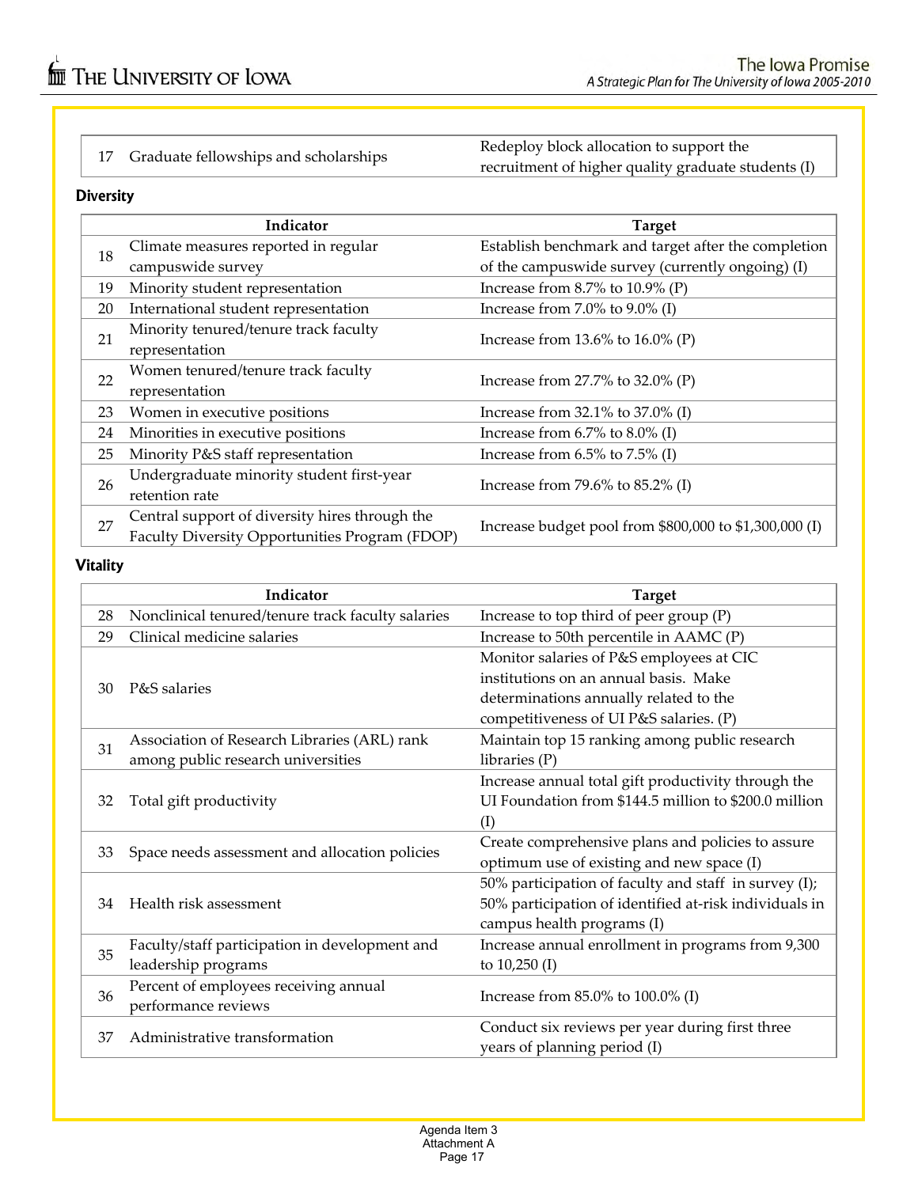| | | |
|---|---|---|
| 17 | Graduate fellowships and scholarships | Redeploy block allocation to support the recruitment of higher quality graduate students (I) |

### Diversity

| | Indicator | Target |
|---|---|---|
| 18 | Climate measures reported in regular campuswide survey | Establish benchmark and target after the completion of the campuswide survey (currently ongoing) (I) |
| 19 | Minority student representation | Increase from 8.7% to 10.9% (P) |
| 20 | International student representation | Increase from 7.0% to 9.0% (I) |
| 21 | Minority tenured/tenure track faculty representation | Increase from 13.6% to 16.0% (P) |
| 22 | Women tenured/tenure track faculty representation | Increase from 27.7% to 32.0% (P) |
| 23 | Women in executive positions | Increase from 32.1% to 37.0% (I) |
| 24 | Minorities in executive positions | Increase from 6.7% to 8.0% (I) |
| 25 | Minority P&S staff representation | Increase from 6.5% to 7.5% (I) |
| 26 | Undergraduate minority student first-year retention rate | Increase from 79.6% to 85.2% (I) |
| 27 | Central support of diversity hires through the Faculty Diversity Opportunities Program (FDOP) | Increase budget pool from $800,000 to $1,300,000 (I) |

### Vitality

| | Indicator | Target |
|---|---|---|
| 28 | Nonclinical tenured/tenure track faculty salaries | Increase to top third of peer group (P) |
| 29 | Clinical medicine salaries | Increase to 50th percentile in AAMC (P) |
| 30 | P&S salaries | Monitor salaries of P&S employees at CIC institutions on an annual basis. Make determinations annually related to the competitiveness of UI P&S salaries. (P) |
| 31 | Association of Research Libraries (ARL) rank among public research universities | Maintain top 15 ranking among public research libraries (P) |
| 32 | Total gift productivity | Increase annual total gift productivity through the UI Foundation from $144.5 million to $200.0 million (I) |
| 33 | Space needs assessment and allocation policies | Create comprehensive plans and policies to assure optimum use of existing and new space (I) |
| 34 | Health risk assessment | 50% participation of faculty and staff in survey (I); 50% participation of identified at-risk individuals in campus health programs (I) |
| 35 | Faculty/staff participation in development and leadership programs | Increase annual enrollment in programs from 9,300 to 10,250 (I) |
| 36 | Percent of employees receiving annual performance reviews | Increase from 85.0% to 100.0% (I) |
| 37 | Administrative transformation | Conduct six reviews per year during first three years of planning period (I) |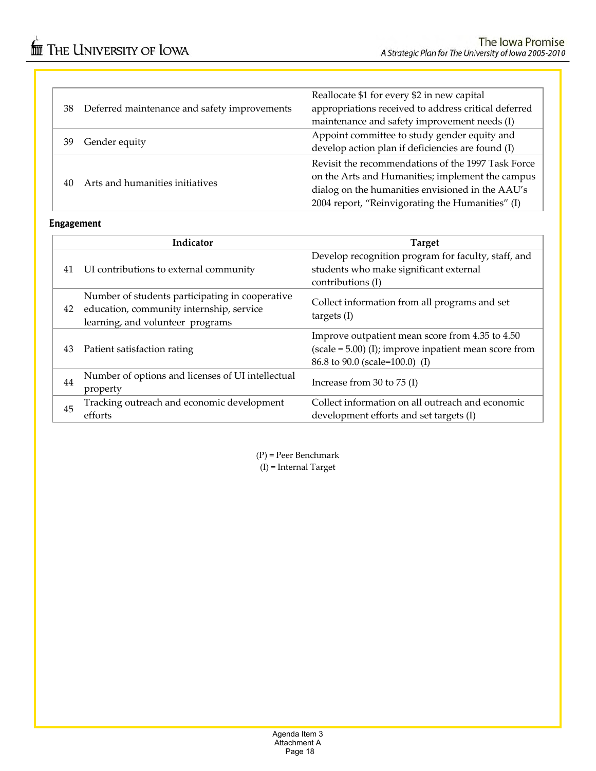| | | |
|---|---|---|
| 38 | Deferred maintenance and safety improvements | Reallocate $1 for every $2 in new capital appropriations received to address critical deferred maintenance and safety improvement needs (I) |
| 39 | Gender equity | Appoint committee to study gender equity and develop action plan if deficiencies are found (I) |
| 40 | Arts and humanities initiatives | Revisit the recommendations of the 1997 Task Force on the Arts and Humanities; implement the campus dialog on the humanities envisioned in the AAU's 2004 report, "Reinvigorating the Humanities" (I) |

**Engagement**

| | Indicator | Target |
|---|---|---|
| 41 | UI contributions to external community | Develop recognition program for faculty, staff, and students who make significant external contributions (I) |
| 42 | Number of students participating in cooperative education, community internship, service learning, and volunteer programs | Collect information from all programs and set targets (I) |
| 43 | Patient satisfaction rating | Improve outpatient mean score from 4.35 to 4.50 (scale = 5.00) (I); improve inpatient mean score from 86.8 to 90.0 (scale=100.0) (I) |
| 44 | Number of options and licenses of UI intellectual property | Increase from 30 to 75 (I) |
| 45 | Tracking outreach and economic development efforts | Collect information on all outreach and economic development efforts and set targets (I) |

(P) = Peer Benchmark
(I) = Internal Target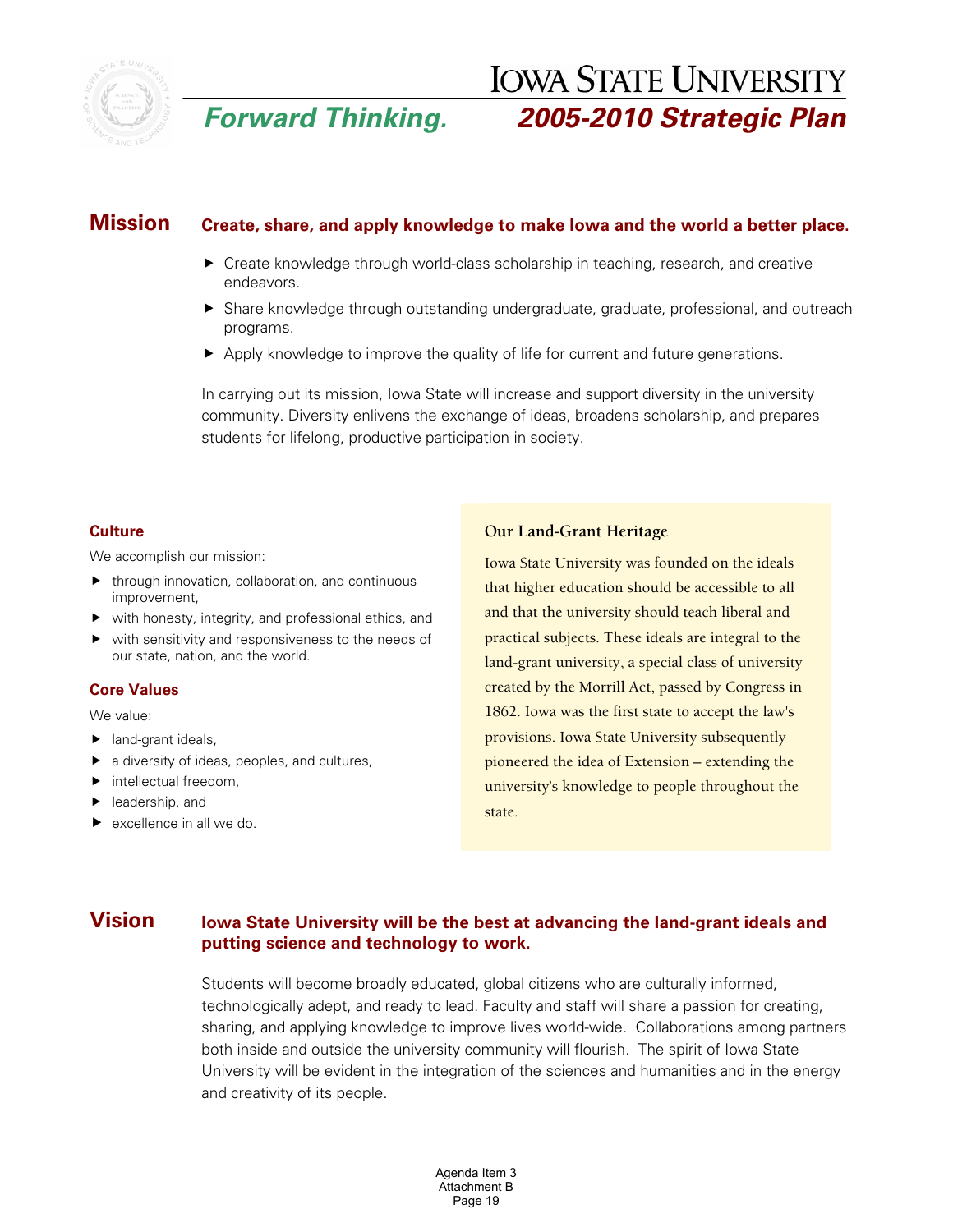# Iowa State University

## *Forward Thinking.* *2005-2010 Strategic Plan*

## Mission

**Create, share, and apply knowledge to make Iowa and the world a better place.**

- Create knowledge through world-class scholarship in teaching, research, and creative endeavors.
- Share knowledge through outstanding undergraduate, graduate, professional, and outreach programs.
- Apply knowledge to improve the quality of life for current and future generations.

In carrying out its mission, Iowa State will increase and support diversity in the university community. Diversity enlivens the exchange of ideas, broadens scholarship, and prepares students for lifelong, productive participation in society.

### Culture

We accomplish our mission:

- through innovation, collaboration, and continuous improvement,
- with honesty, integrity, and professional ethics, and
- with sensitivity and responsiveness to the needs of our state, nation, and the world.

### Core Values

We value:

- land-grant ideals,
- a diversity of ideas, peoples, and cultures,
- intellectual freedom,
- leadership, and
- excellence in all we do.

### Our Land-Grant Heritage

Iowa State University was founded on the ideals that higher education should be accessible to all and that the university should teach liberal and practical subjects. These ideals are integral to the land-grant university, a special class of university created by the Morrill Act, passed by Congress in 1862. Iowa was the first state to accept the law's provisions. Iowa State University subsequently pioneered the idea of Extension – extending the university's knowledge to people throughout the state.

## Vision

**Iowa State University will be the best at advancing the land-grant ideals and putting science and technology to work.**

Students will become broadly educated, global citizens who are culturally informed, technologically adept, and ready to lead. Faculty and staff will share a passion for creating, sharing, and applying knowledge to improve lives world-wide. Collaborations among partners both inside and outside the university community will flourish. The spirit of Iowa State University will be evident in the integration of the sciences and humanities and in the energy and creativity of its people.

Agenda Item 3
Attachment B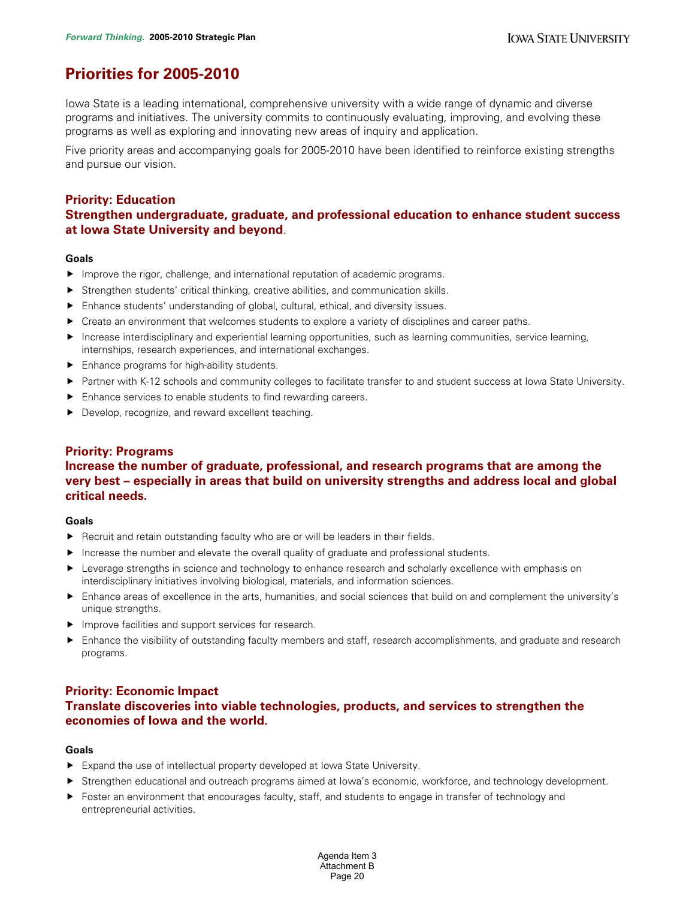# Priorities for 2005-2010

Iowa State is a leading international, comprehensive university with a wide range of dynamic and diverse programs and initiatives. The university commits to continuously evaluating, improving, and evolving these programs as well as exploring and innovating new areas of inquiry and application.

Five priority areas and accompanying goals for 2005-2010 have been identified to reinforce existing strengths and pursue our vision.

## Priority: Education
## Strengthen undergraduate, graduate, and professional education to enhance student success at Iowa State University and beyond.

**Goals**

- Improve the rigor, challenge, and international reputation of academic programs.
- Strengthen students' critical thinking, creative abilities, and communication skills.
- Enhance students' understanding of global, cultural, ethical, and diversity issues.
- Create an environment that welcomes students to explore a variety of disciplines and career paths.
- Increase interdisciplinary and experiential learning opportunities, such as learning communities, service learning, internships, research experiences, and international exchanges.
- Enhance programs for high-ability students.
- Partner with K-12 schools and community colleges to facilitate transfer to and student success at Iowa State University.
- Enhance services to enable students to find rewarding careers.
- Develop, recognize, and reward excellent teaching.

## Priority: Programs
## Increase the number of graduate, professional, and research programs that are among the very best – especially in areas that build on university strengths and address local and global critical needs.

**Goals**

- Recruit and retain outstanding faculty who are or will be leaders in their fields.
- Increase the number and elevate the overall quality of graduate and professional students.
- Leverage strengths in science and technology to enhance research and scholarly excellence with emphasis on interdisciplinary initiatives involving biological, materials, and information sciences.
- Enhance areas of excellence in the arts, humanities, and social sciences that build on and complement the university's unique strengths.
- Improve facilities and support services for research.
- Enhance the visibility of outstanding faculty members and staff, research accomplishments, and graduate and research programs.

## Priority: Economic Impact
## Translate discoveries into viable technologies, products, and services to strengthen the economies of Iowa and the world.

**Goals**

- Expand the use of intellectual property developed at Iowa State University.
- Strengthen educational and outreach programs aimed at Iowa's economic, workforce, and technology development.
- Foster an environment that encourages faculty, staff, and students to engage in transfer of technology and entrepreneurial activities.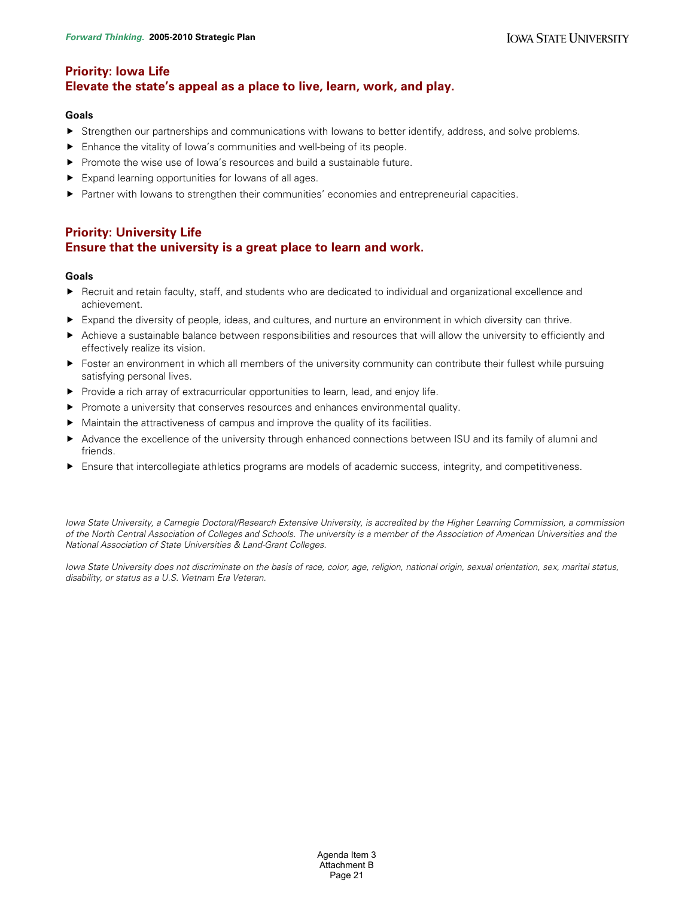## Priority: Iowa Life
## Elevate the state's appeal as a place to live, learn, work, and play.

**Goals**

- Strengthen our partnerships and communications with Iowans to better identify, address, and solve problems.
- Enhance the vitality of Iowa's communities and well-being of its people.
- Promote the wise use of Iowa's resources and build a sustainable future.
- Expand learning opportunities for Iowans of all ages.
- Partner with Iowans to strengthen their communities' economies and entrepreneurial capacities.

## Priority: University Life
## Ensure that the university is a great place to learn and work.

**Goals**

- Recruit and retain faculty, staff, and students who are dedicated to individual and organizational excellence and achievement.
- Expand the diversity of people, ideas, and cultures, and nurture an environment in which diversity can thrive.
- Achieve a sustainable balance between responsibilities and resources that will allow the university to efficiently and effectively realize its vision.
- Foster an environment in which all members of the university community can contribute their fullest while pursuing satisfying personal lives.
- Provide a rich array of extracurricular opportunities to learn, lead, and enjoy life.
- Promote a university that conserves resources and enhances environmental quality.
- Maintain the attractiveness of campus and improve the quality of its facilities.
- Advance the excellence of the university through enhanced connections between ISU and its family of alumni and friends.
- Ensure that intercollegiate athletics programs are models of academic success, integrity, and competitiveness.

*Iowa State University, a Carnegie Doctoral/Research Extensive University, is accredited by the Higher Learning Commission, a commission of the North Central Association of Colleges and Schools. The university is a member of the Association of American Universities and the National Association of State Universities & Land-Grant Colleges.*

*Iowa State University does not discriminate on the basis of race, color, age, religion, national origin, sexual orientation, sex, marital status, disability, or status as a U.S. Vietnam Era Veteran.*

Agenda Item 3
Attachment B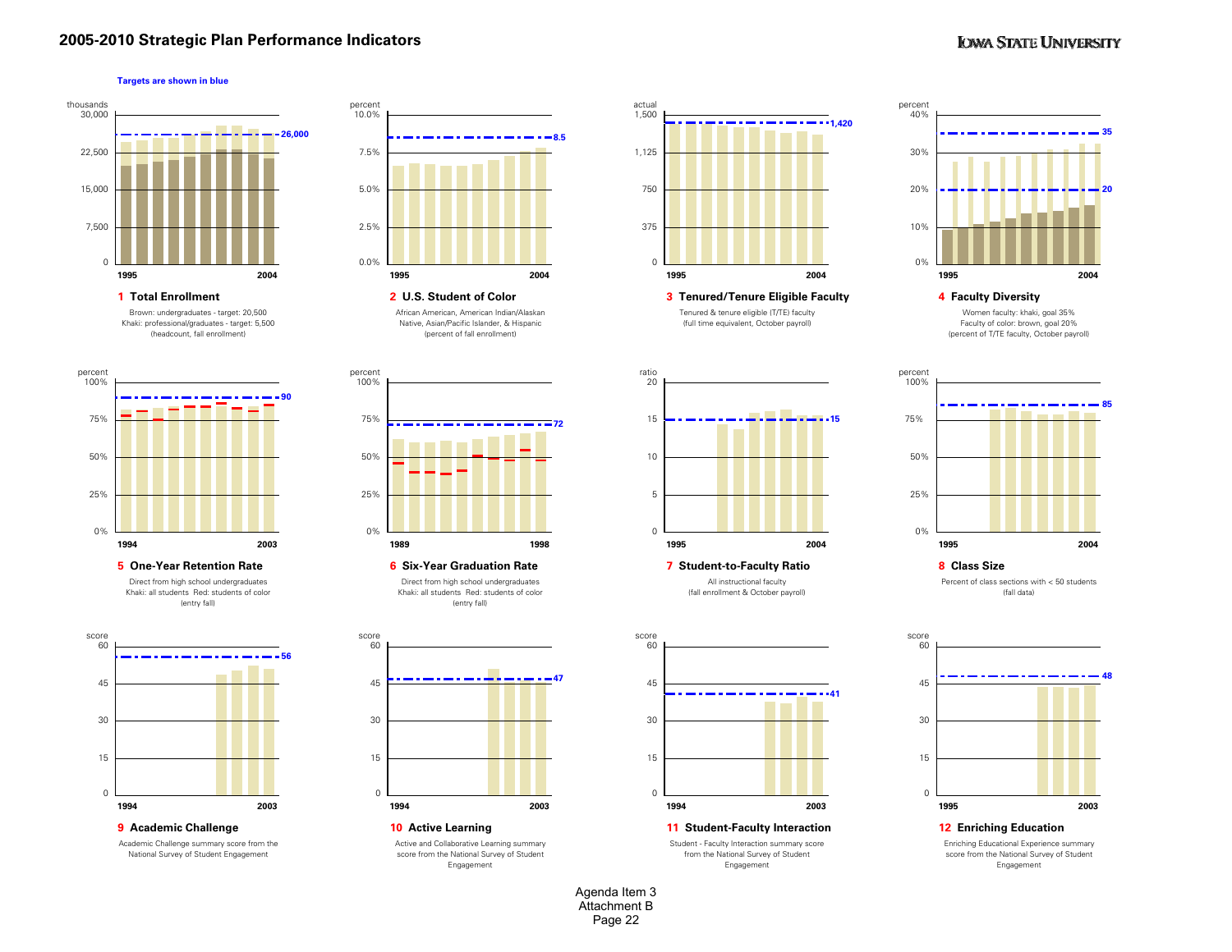# 2005-2010 Strategic Plan Performance Indicators

IOWA STATE UNIVERSITY

**Targets are shown in blue**

### 1 Total Enrollment

thousands: 0, 7,500, 15,000, 22,500, 30,000 — 1995 to 2004 — target line: 26,000

Brown: undergraduates - target: 20,500
Khaki: professional/graduates - target: 5,500
(headcount, fall enrollment)

### 2 U.S. Student of Color

percent: 0.0%, 2.5%, 5.0%, 7.5%, 10.0% — 1995 to 2004 — target line: 8.5

African American, American Indian/Alaskan Native, Asian/Pacific Islander, & Hispanic
(percent of fall enrollment)

### 3 Tenured/Tenure Eligible Faculty

actual: 0, 375, 750, 1,125, 1,500 — 1995 to 2004 — target line: 1,420

Tenured & tenure eligible (T/TE) faculty
(full time equivalent, October payroll)

### 4 Faculty Diversity

percent: 0%, 10%, 20%, 30%, 40% — 1995 to 2004 — target lines: 35, 20

Women faculty: khaki, goal 35%
Faculty of color: brown, goal 20%
(percent of T/TE faculty, October payroll)

### 5 One-Year Retention Rate

percent: 0%, 25%, 50%, 75%, 100% — 1994 to 2003 — target line: 90

Direct from high school undergraduates
Khaki: all students Red: students of color
(entry fall)

### 6 Six-Year Graduation Rate

percent: 0%, 25%, 50%, 75%, 100% — 1989 to 1998 — target line: 72

Direct from high school undergraduates
Khaki: all students Red: students of color
(entry fall)

### 7 Student-to-Faculty Ratio

ratio: 0, 5, 10, 15, 20 — 1995 to 2004 — target line: 15

All instructional faculty
(fall enrollment & October payroll)

### 8 Class Size

percent: 0%, 25%, 50%, 75%, 100% — 1995 to 2004 — target line: 85

Percent of class sections with < 50 students
(fall data)

### 9 Academic Challenge

score: 0, 15, 30, 45, 60 — 1994 to 2003 — target line: 56

Academic Challenge summary score from the National Survey of Student Engagement

### 10 Active Learning

score: 0, 15, 30, 45, 60 — 1994 to 2003 — target line: 47

Active and Collaborative Learning summary score from the National Survey of Student Engagement

### 11 Student-Faculty Interaction

score: 0, 15, 30, 45, 60 — 1994 to 2003 — target line: 41

Student - Faculty Interaction summary score from the National Survey of Student Engagement

### 12 Enriching Education

score: 0, 15, 30, 45, 60 — 1995 to 2003 — target line: 48

Enriching Educational Experience summary score from the National Survey of Student Engagement

Agenda Item 3
Attachment B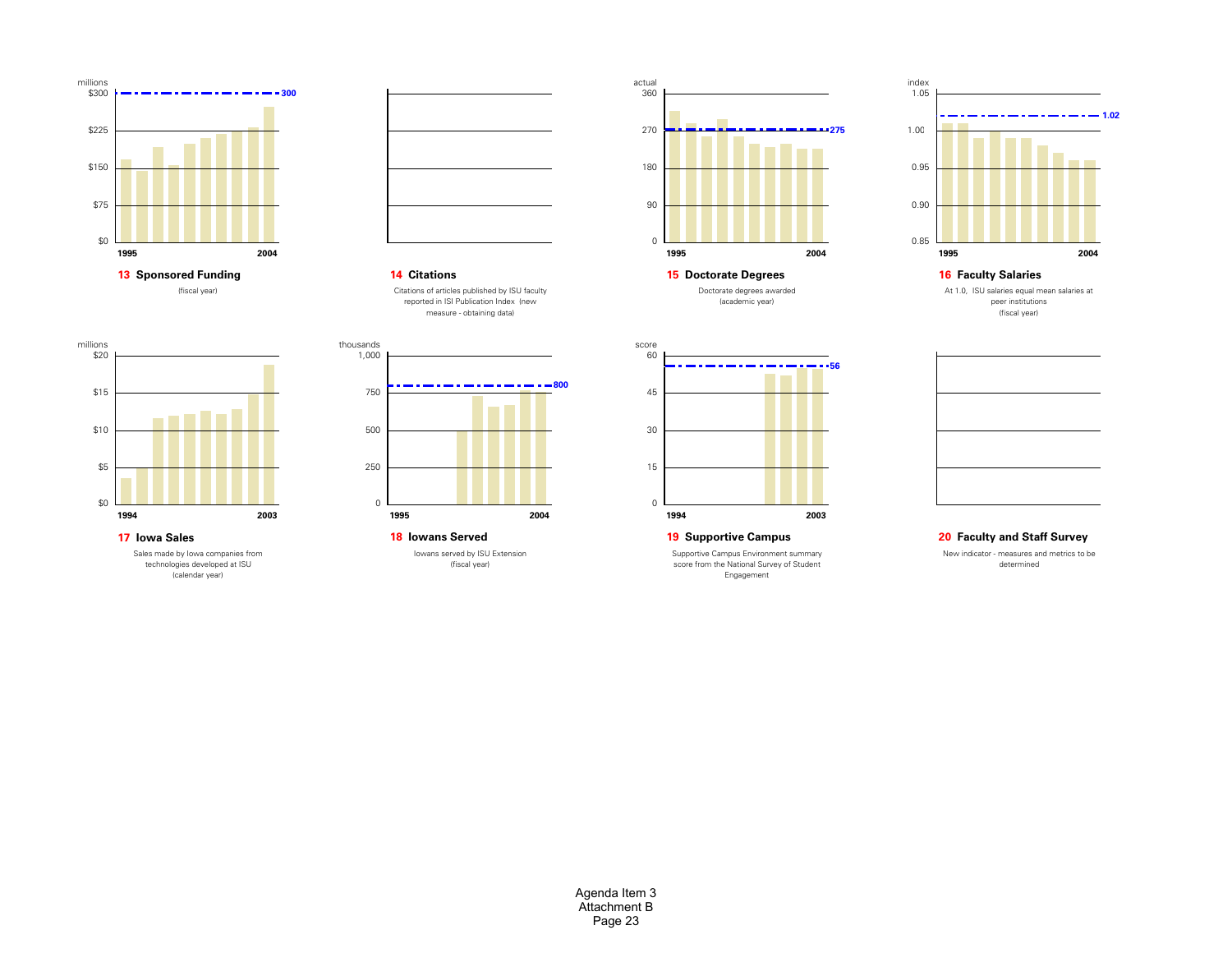millions
$300 — 300
$225
$150
$75
$0
1995 2004

**13 Sponsored Funding**

(fiscal year)

**14 Citations**

Citations of articles published by ISU faculty reported in ISI Publication Index (new measure - obtaining data)

actual
360
270 — 275
180
90
0
1995 2004

**15 Doctorate Degrees**

Doctorate degrees awarded (academic year)

index
1.05
1.02
1.00
0.95
0.90
0.85
1995 2004

**16 Faculty Salaries**

At 1.0, ISU salaries equal mean salaries at peer institutions (fiscal year)

millions
$20
$15
$10
$5
$0
1994 2003

**17 Iowa Sales**

Sales made by Iowa companies from technologies developed at ISU (calendar year)

thousands
1,000
750 — 800
500
250
0
1995 2004

**18 Iowans Served**

Iowans served by ISU Extension (fiscal year)

score
60 — 56
45
30
15
0
1994 2003

**19 Supportive Campus**

Supportive Campus Environment summary score from the National Survey of Student Engagement

**20 Faculty and Staff Survey**

New indicator - measures and metrics to be determined

Agenda Item 3
Attachment B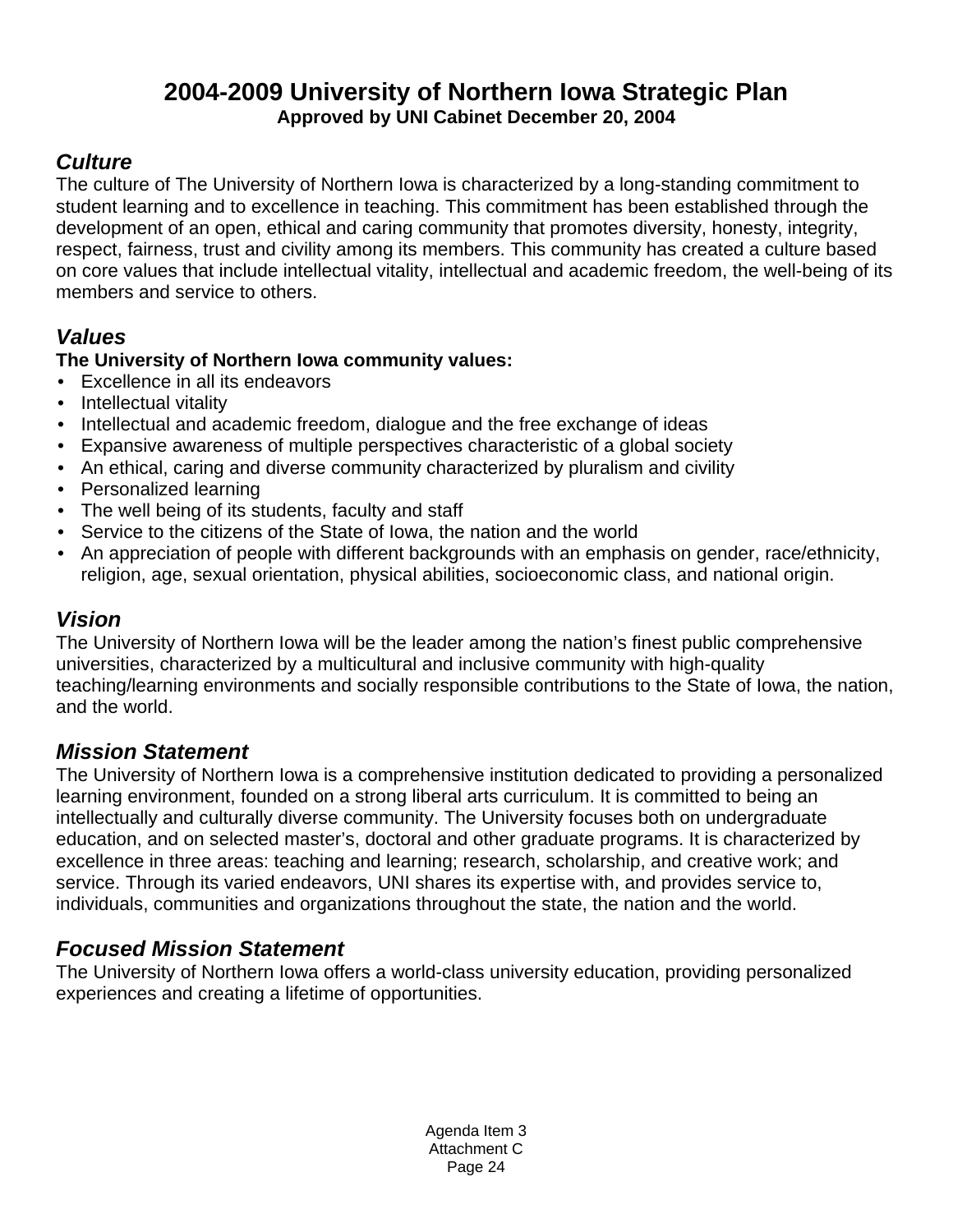# 2004-2009 University of Northern Iowa Strategic Plan

**Approved by UNI Cabinet December 20, 2004**

## *Culture*

The culture of The University of Northern Iowa is characterized by a long-standing commitment to student learning and to excellence in teaching. This commitment has been established through the development of an open, ethical and caring community that promotes diversity, honesty, integrity, respect, fairness, trust and civility among its members. This community has created a culture based on core values that include intellectual vitality, intellectual and academic freedom, the well-being of its members and service to others.

## *Values*

**The University of Northern Iowa community values:**

- Excellence in all its endeavors
- Intellectual vitality
- Intellectual and academic freedom, dialogue and the free exchange of ideas
- Expansive awareness of multiple perspectives characteristic of a global society
- An ethical, caring and diverse community characterized by pluralism and civility
- Personalized learning
- The well being of its students, faculty and staff
- Service to the citizens of the State of Iowa, the nation and the world
- An appreciation of people with different backgrounds with an emphasis on gender, race/ethnicity, religion, age, sexual orientation, physical abilities, socioeconomic class, and national origin.

## *Vision*

The University of Northern Iowa will be the leader among the nation's finest public comprehensive universities, characterized by a multicultural and inclusive community with high-quality teaching/learning environments and socially responsible contributions to the State of Iowa, the nation, and the world.

## *Mission Statement*

The University of Northern Iowa is a comprehensive institution dedicated to providing a personalized learning environment, founded on a strong liberal arts curriculum. It is committed to being an intellectually and culturally diverse community. The University focuses both on undergraduate education, and on selected master's, doctoral and other graduate programs. It is characterized by excellence in three areas: teaching and learning; research, scholarship, and creative work; and service. Through its varied endeavors, UNI shares its expertise with, and provides service to, individuals, communities and organizations throughout the state, the nation and the world.

## *Focused Mission Statement*

The University of Northern Iowa offers a world-class university education, providing personalized experiences and creating a lifetime of opportunities.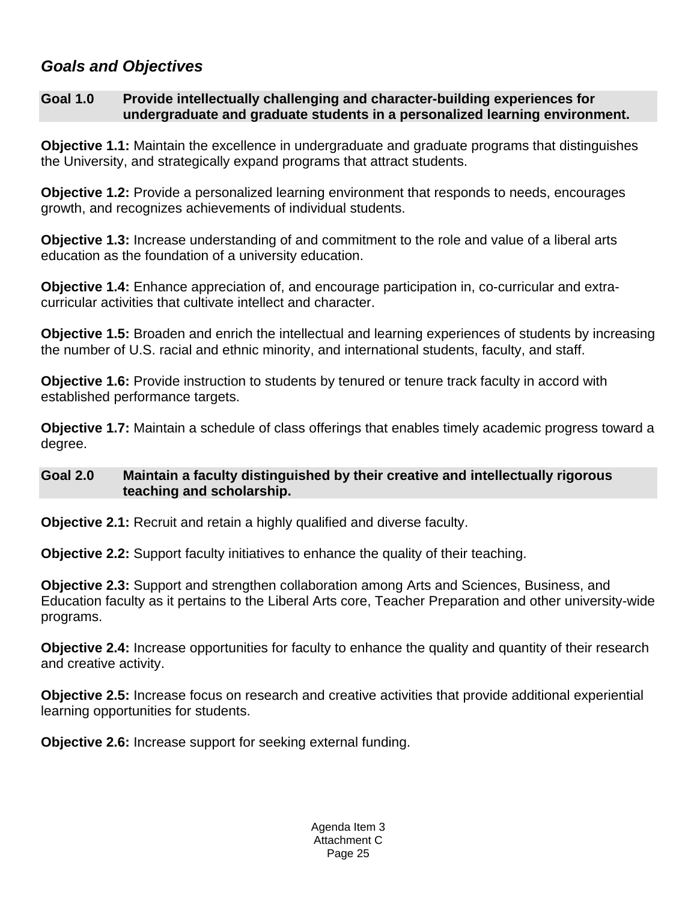## *Goals and Objectives*

### Goal 1.0 Provide intellectually challenging and character-building experiences for undergraduate and graduate students in a personalized learning environment.

**Objective 1.1:** Maintain the excellence in undergraduate and graduate programs that distinguishes the University, and strategically expand programs that attract students.

**Objective 1.2:** Provide a personalized learning environment that responds to needs, encourages growth, and recognizes achievements of individual students.

**Objective 1.3:** Increase understanding of and commitment to the role and value of a liberal arts education as the foundation of a university education.

**Objective 1.4:** Enhance appreciation of, and encourage participation in, co-curricular and extra-curricular activities that cultivate intellect and character.

**Objective 1.5:** Broaden and enrich the intellectual and learning experiences of students by increasing the number of U.S. racial and ethnic minority, and international students, faculty, and staff.

**Objective 1.6:** Provide instruction to students by tenured or tenure track faculty in accord with established performance targets.

**Objective 1.7:** Maintain a schedule of class offerings that enables timely academic progress toward a degree.

### Goal 2.0 Maintain a faculty distinguished by their creative and intellectually rigorous teaching and scholarship.

**Objective 2.1:** Recruit and retain a highly qualified and diverse faculty.

**Objective 2.2:** Support faculty initiatives to enhance the quality of their teaching.

**Objective 2.3:** Support and strengthen collaboration among Arts and Sciences, Business, and Education faculty as it pertains to the Liberal Arts core, Teacher Preparation and other university-wide programs.

**Objective 2.4:** Increase opportunities for faculty to enhance the quality and quantity of their research and creative activity.

**Objective 2.5:** Increase focus on research and creative activities that provide additional experiential learning opportunities for students.

**Objective 2.6:** Increase support for seeking external funding.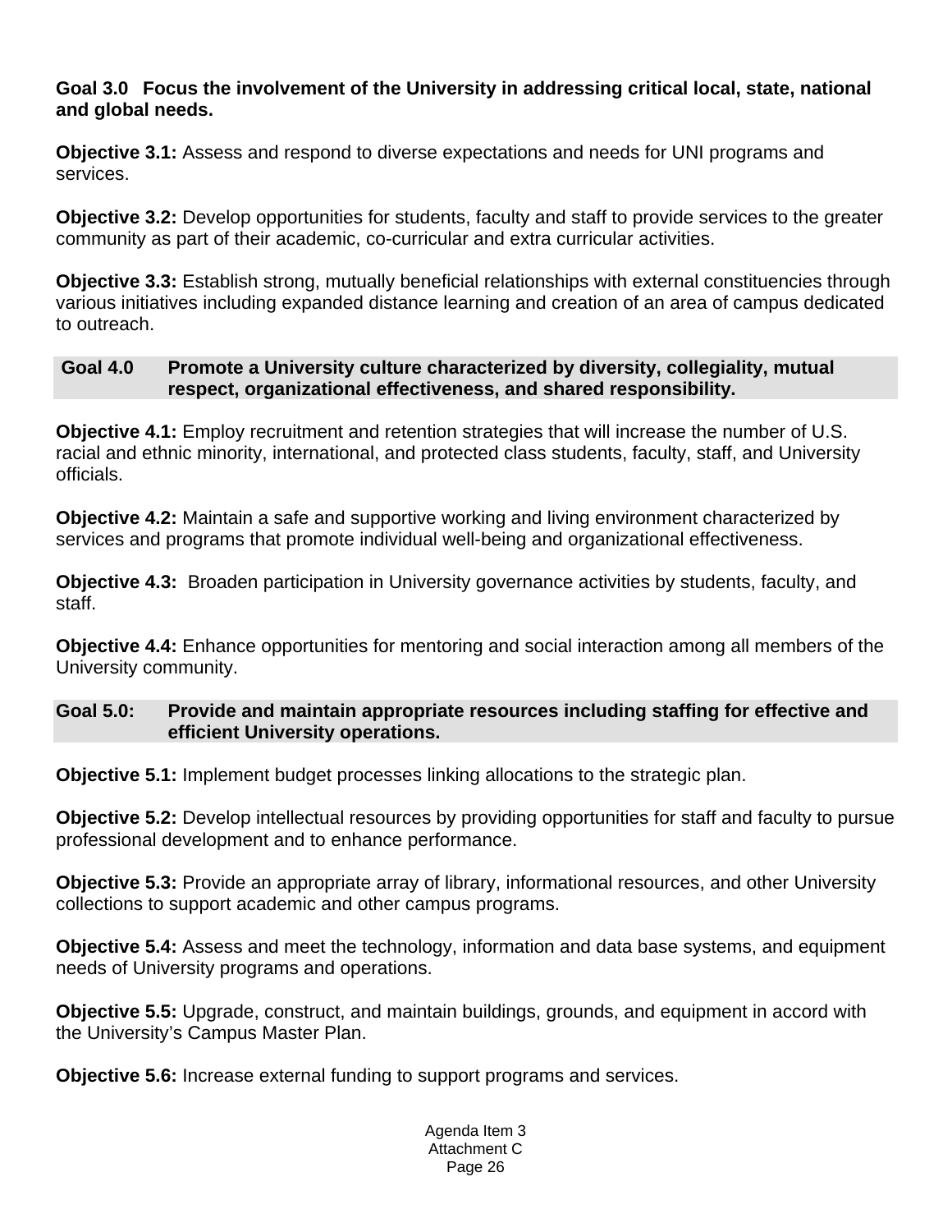**Goal 3.0 Focus the involvement of the University in addressing critical local, state, national and global needs.**

**Objective 3.1:** Assess and respond to diverse expectations and needs for UNI programs and services.

**Objective 3.2:** Develop opportunities for students, faculty and staff to provide services to the greater community as part of their academic, co-curricular and extra curricular activities.

**Objective 3.3:** Establish strong, mutually beneficial relationships with external constituencies through various initiatives including expanded distance learning and creation of an area of campus dedicated to outreach.

**Goal 4.0 Promote a University culture characterized by diversity, collegiality, mutual respect, organizational effectiveness, and shared responsibility.**

**Objective 4.1:** Employ recruitment and retention strategies that will increase the number of U.S. racial and ethnic minority, international, and protected class students, faculty, staff, and University officials.

**Objective 4.2:** Maintain a safe and supportive working and living environment characterized by services and programs that promote individual well-being and organizational effectiveness.

**Objective 4.3:** Broaden participation in University governance activities by students, faculty, and staff.

**Objective 4.4:** Enhance opportunities for mentoring and social interaction among all members of the University community.

**Goal 5.0: Provide and maintain appropriate resources including staffing for effective and efficient University operations.**

**Objective 5.1:** Implement budget processes linking allocations to the strategic plan.

**Objective 5.2:** Develop intellectual resources by providing opportunities for staff and faculty to pursue professional development and to enhance performance.

**Objective 5.3:** Provide an appropriate array of library, informational resources, and other University collections to support academic and other campus programs.

**Objective 5.4:** Assess and meet the technology, information and data base systems, and equipment needs of University programs and operations.

**Objective 5.5:** Upgrade, construct, and maintain buildings, grounds, and equipment in accord with the University's Campus Master Plan.

**Objective 5.6:** Increase external funding to support programs and services.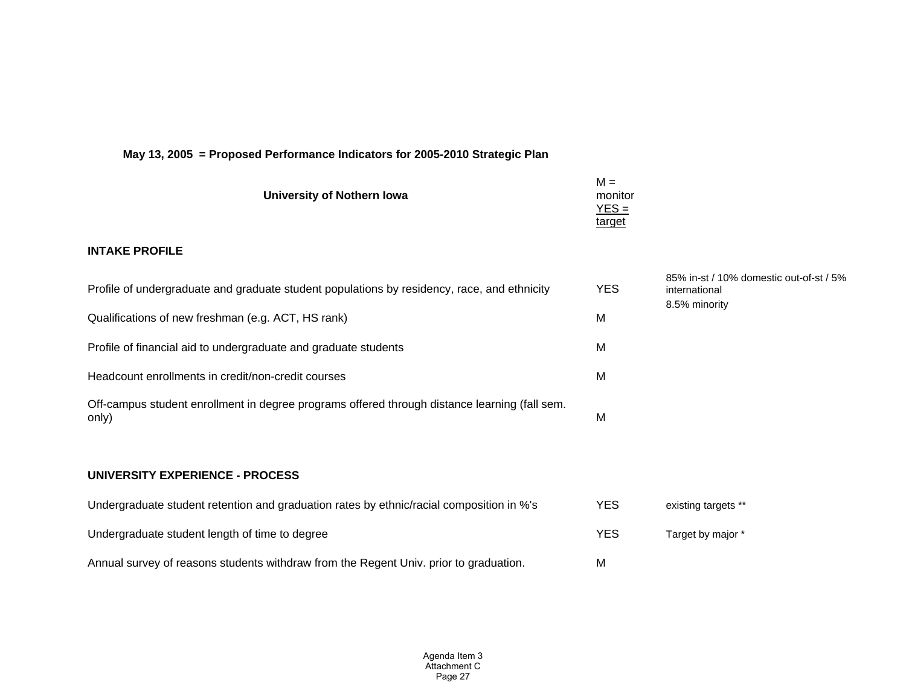**May 13, 2005 = Proposed Performance Indicators for 2005-2010 Strategic Plan**

| University of Nothern Iowa | M = monitor YES = target | |
|---|---|---|
| **INTAKE PROFILE** | | |
| Profile of undergraduate and graduate student populations by residency, race, and ethnicity | YES | 85% in-st / 10% domestic out-of-st / 5% international 8.5% minority |
| Qualifications of new freshman (e.g. ACT, HS rank) | M | |
| Profile of financial aid to undergraduate and graduate students | M | |
| Headcount enrollments in credit/non-credit courses | M | |
| Off-campus student enrollment in degree programs offered through distance learning (fall sem. only) | M | |
| **UNIVERSITY EXPERIENCE - PROCESS** | | |
| Undergraduate student retention and graduation rates by ethnic/racial composition in %'s | YES | existing targets ** |
| Undergraduate student length of time to degree | YES | Target by major * |
| Annual survey of reasons students withdraw from the Regent Univ. prior to graduation. | M | |

Agenda Item 3
Attachment C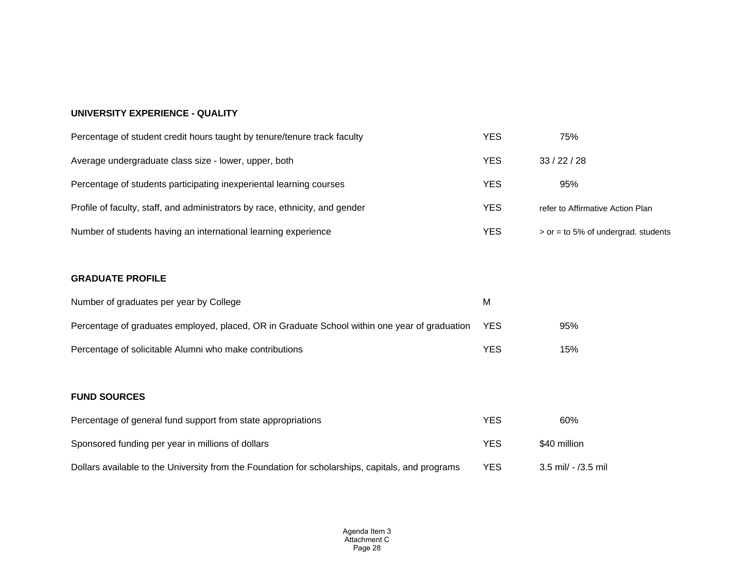**UNIVERSITY EXPERIENCE - QUALITY**

| | | |
|---|---|---|
| Percentage of student credit hours taught by tenure/tenure track faculty | YES | 75% |
| Average undergraduate class size - lower, upper, both | YES | 33 / 22 / 28 |
| Percentage of students participating inexperiental learning courses | YES | 95% |
| Profile of faculty, staff, and administrators by race, ethnicity, and gender | YES | refer to Affirmative Action Plan |
| Number of students having an international learning experience | YES | > or = to 5% of undergrad. students |

**GRADUATE PROFILE**

| | | |
|---|---|---|
| Number of graduates per year by College | M | |
| Percentage of graduates employed, placed, OR in Graduate School within one year of graduation | YES | 95% |
| Percentage of solicitable Alumni who make contributions | YES | 15% |

**FUND SOURCES**

| | | |
|---|---|---|
| Percentage of general fund support from state appropriations | YES | 60% |
| Sponsored funding per year in millions of dollars | YES | $40 million |
| Dollars available to the University from the Foundation for scholarships, capitals, and programs | YES | 3.5 mil/ - /3.5 mil |

Agenda Item 3
Attachment C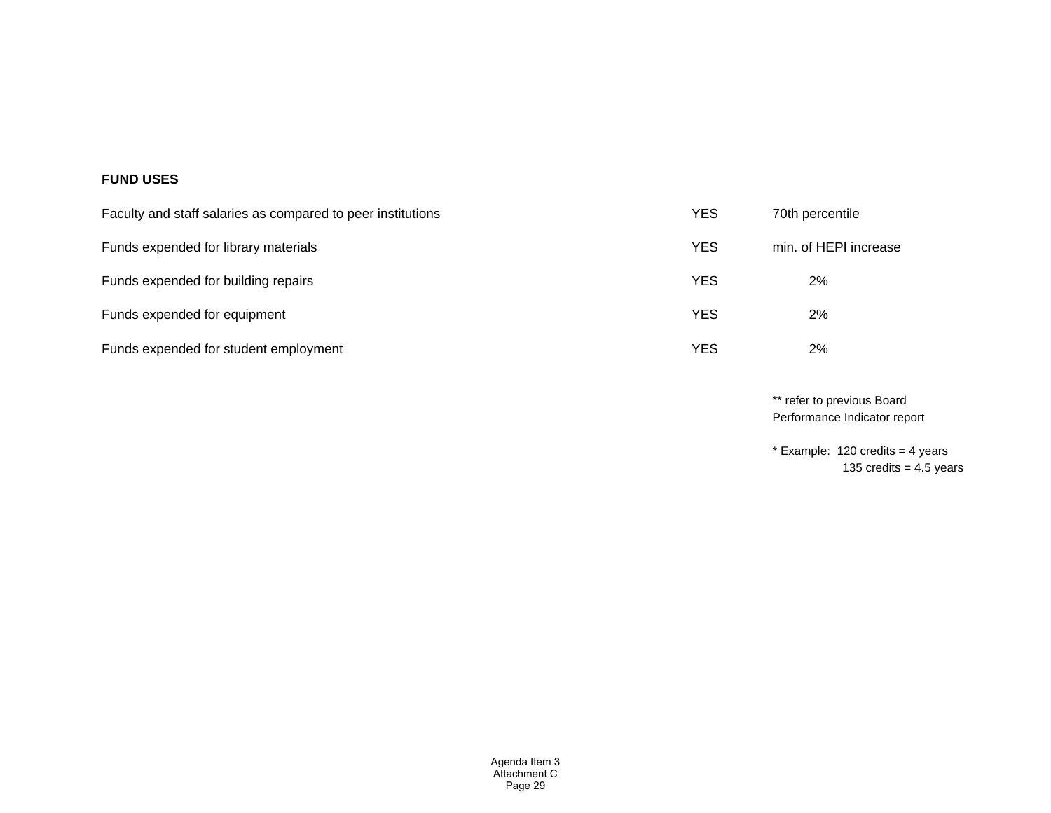**FUND USES**

| | | |
|---|---|---|
| Faculty and staff salaries as compared to peer institutions | YES | 70th percentile |
| Funds expended for library materials | YES | min. of HEPI increase |
| Funds expended for building repairs | YES | 2% |
| Funds expended for equipment | YES | 2% |
| Funds expended for student employment | YES | 2% |

** refer to previous Board Performance Indicator report

* Example: 120 credits = 4 years
135 credits = 4.5 years

Agenda Item 3
Attachment C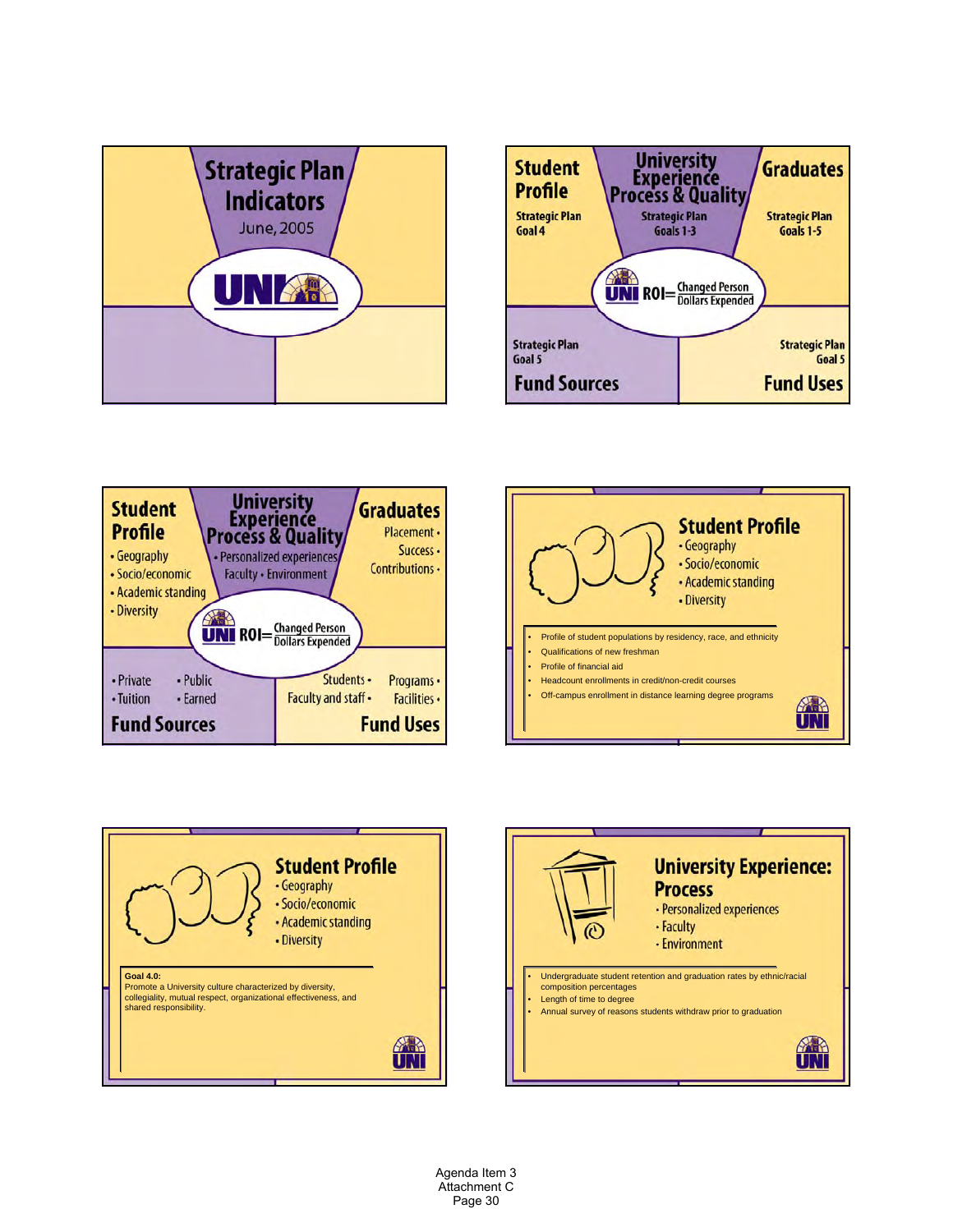## Strategic Plan Indicators

June, 2005

UNI

---

**Student Profile**
Strategic Plan Goal 4

**University Experience Process & Quality**
Strategic Plan Goals 1-3

**Graduates**
Strategic Plan Goals 1-5

UNI ROI = Changed Person / Dollars Expended

**Fund Sources**
Strategic Plan Goal 5

**Fund Uses**
Strategic Plan Goal 5

---

**Student Profile**
- Geography
- Socio/economic
- Academic standing
- Diversity

**University Experience Process & Quality**
- Personalized experiences
- Faculty
- Environment

**Graduates**
- Placement
- Success
- Contributions

UNI ROI = Changed Person / Dollars Expended

**Fund Sources**
- Private
- Public
- Tuition
- Earned

**Fund Uses**
- Students
- Programs
- Faculty and staff
- Facilities

---

## Student Profile
- Geography
- Socio/economic
- Academic standing
- Diversity

- Profile of student populations by residency, race, and ethnicity
- Qualifications of new freshman
- Profile of financial aid
- Headcount enrollments in credit/non-credit courses
- Off-campus enrollment in distance learning degree programs

---

## Student Profile
- Geography
- Socio/economic
- Academic standing
- Diversity

**Goal 4.0:**
Promote a University culture characterized by diversity, collegiality, mutual respect, organizational effectiveness, and shared responsibility.

---

## University Experience: Process
- Personalized experiences
- Faculty
- Environment

- Undergraduate student retention and graduation rates by ethnic/racial composition percentages
- Length of time to degree
- Annual survey of reasons students withdraw prior to graduation

Agenda Item 3
Attachment C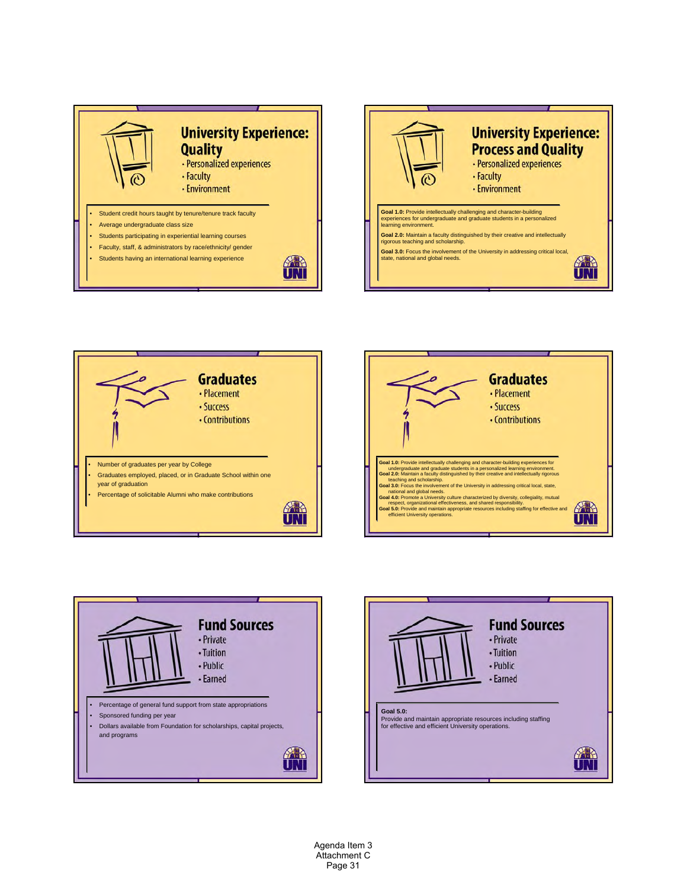## University Experience: Quality

- Personalized experiences
- Faculty
- Environment

- Student credit hours taught by tenure/tenure track faculty
- Average undergraduate class size
- Students participating in experiential learning courses
- Faculty, staff, & administrators by race/ethnicity/ gender
- Students having an international learning experience

## University Experience: Process and Quality

- Personalized experiences
- Faculty
- Environment

**Goal 1.0:** Provide intellectually challenging and character-building experiences for undergraduate and graduate students in a personalized learning environment.

**Goal 2.0:** Maintain a faculty distinguished by their creative and intellectually rigorous teaching and scholarship.

**Goal 3.0:** Focus the involvement of the University in addressing critical local, state, national and global needs.

## Graduates

- Placement
- Success
- Contributions

- Number of graduates per year by College
- Graduates employed, placed, or in Graduate School within one year of graduation
- Percentage of solicitable Alumni who make contributions

## Graduates

- Placement
- Success
- Contributions

**Goal 1.0:** Provide intellectually challenging and character-building experiences for undergraduate and graduate students in a personalized learning environment.
**Goal 2.0:** Maintain a faculty distinguished by their creative and intellectually rigorous teaching and scholarship.
**Goal 3.0:** Focus the involvement of the University in addressing critical local, state, national and global needs.
**Goal 4.0:** Promote a University culture characterized by diversity, collegiality, mutual respect, organizational effectiveness, and shared responsibility.
**Goal 5.0:** Provide and maintain appropriate resources including staffing for effective and efficient University operations.

## Fund Sources

- Private
- Tuition
- Public
- Earned

- Percentage of general fund support from state appropriations
- Sponsored funding per year
- Dollars available from Foundation for scholarships, capital projects, and programs

## Fund Sources

- Private
- Tuition
- Public
- Earned

**Goal 5.0:**
Provide and maintain appropriate resources including staffing for effective and efficient University operations.

Agenda Item 3
Attachment C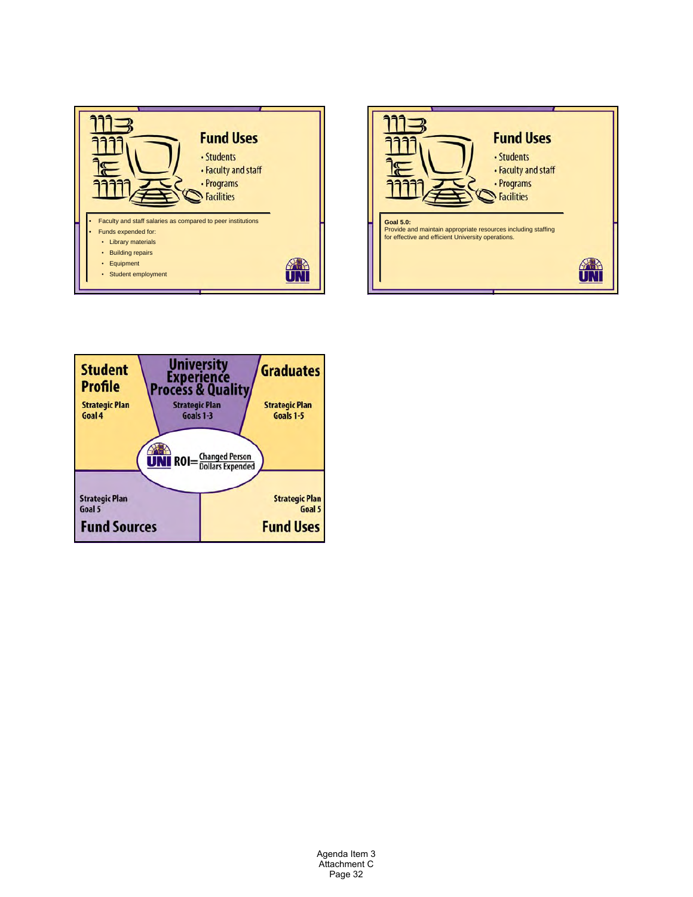## Fund Uses

- Students
- Faculty and staff
- Programs
- Facilities

- Faculty and staff salaries as compared to peer institutions
- Funds expended for:
  - Library materials
  - Building repairs
  - Equipment
  - Student employment

UNI

## Fund Uses

- Students
- Faculty and staff
- Programs
- Facilities

**Goal 5.0:**
Provide and maintain appropriate resources including staffing for effective and efficient University operations.

UNI

**Student Profile**
Strategic Plan Goal 4

**University Experience Process & Quality**
Strategic Plan Goals 1-3

**Graduates**
Strategic Plan Goals 1-5

UNI ROI = Changed Person / Dollars Expended

Strategic Plan Goal 5
**Fund Sources**

Strategic Plan Goal 5
**Fund Uses**

Agenda Item 3
Attachment C